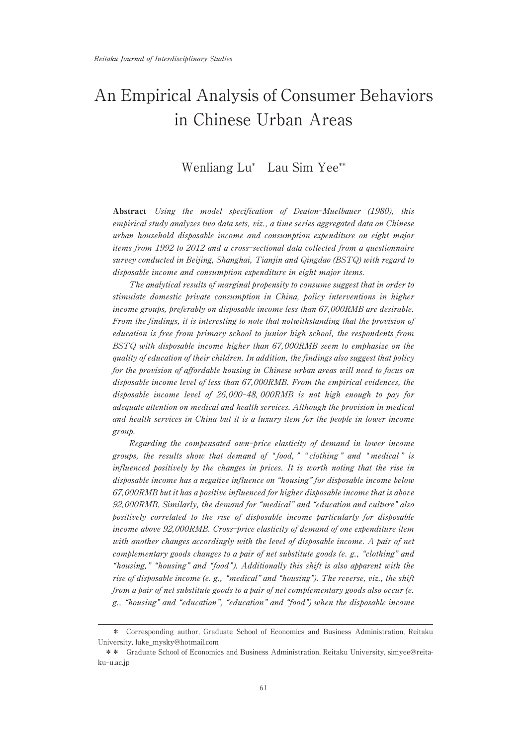# An Empirical Analysis of Consumer Behaviors in Chinese Urban Areas

Wenliang Lu* Lau Sim Yee**

**Abstract** *Using the model specification of Deaton-Muelbauer (1980), this empirical study analyzes two data sets, viz., a time series aggregated data on Chinese urban household disposable income and consumption expenditure on eight major items from 1992 to 2012 and a cross-sectional data collected from a questionnaire survey conducted in Beijing, Shanghai, Tianjin and Qingdao (BSTQ) with regard to disposable income and consumption expenditure in eight major items.*

*The analytical results of marginal propensity to consume suggest that in order to stimulate domestic private consumption in China, policy interventions in higher income groups, preferably on disposable income less than 67,000RMB are desirable. From the findings, it is interesting to note that notwithstanding that the provision of education is free from primary school to junior high school, the respondents from BSTQ with disposable income higher than 67,000RMB seem to emphasize on the quality of education of their children. In addition, the findings also suggest that policy for the provision of affordable housing in Chinese urban areas will need to focus on disposable income level of less than 67,000RMB. From the empirical evidences, the disposable income level of 26,000-48,000RMB is not high enough to pay for adequate attention on medical and health services. Although the provision in medical and health services in China but it is a luxury item for the people in lower income group.*

*Regarding the compensated own-price elasticity of demand in lower income groups, the results show that demand of "food," "clothing" and "medical" is influenced positively by the changes in prices. It is worth noting that the rise in disposable income has a negative influence on "housing" for disposable income below 67,000RMB but it has a positive influenced for higher disposable income that is above 92,000RMB. Similarly, the demand for "medical" and "education and culture" also positively correlated to the rise of disposable income particularly for disposable income above 92,000RMB. Cross-price elasticity of demand of one expenditure item with another changes accordingly with the level of disposable income. A pair of net complementary goods changes to a pair of net substitute goods (e. g., "clothing" and "housing," "housing" and "food"). Additionally this shift is also apparent with the rise of disposable income (e. g., "medical" and "housing"). The reverse, viz., the shift from a pair of net substitute goods to a pair of net complementary goods also occur (e. g., "housing" and "education", "education" and "food") when the disposable income*

---

\* Corresponding author, Graduate School of Economics and Business Administration, Reitaku University, luke_mysky@hotmail.com

\*\* Graduate School of Economics and Business Administration, Reitaku University, simyee@reitaku-u.ac.jp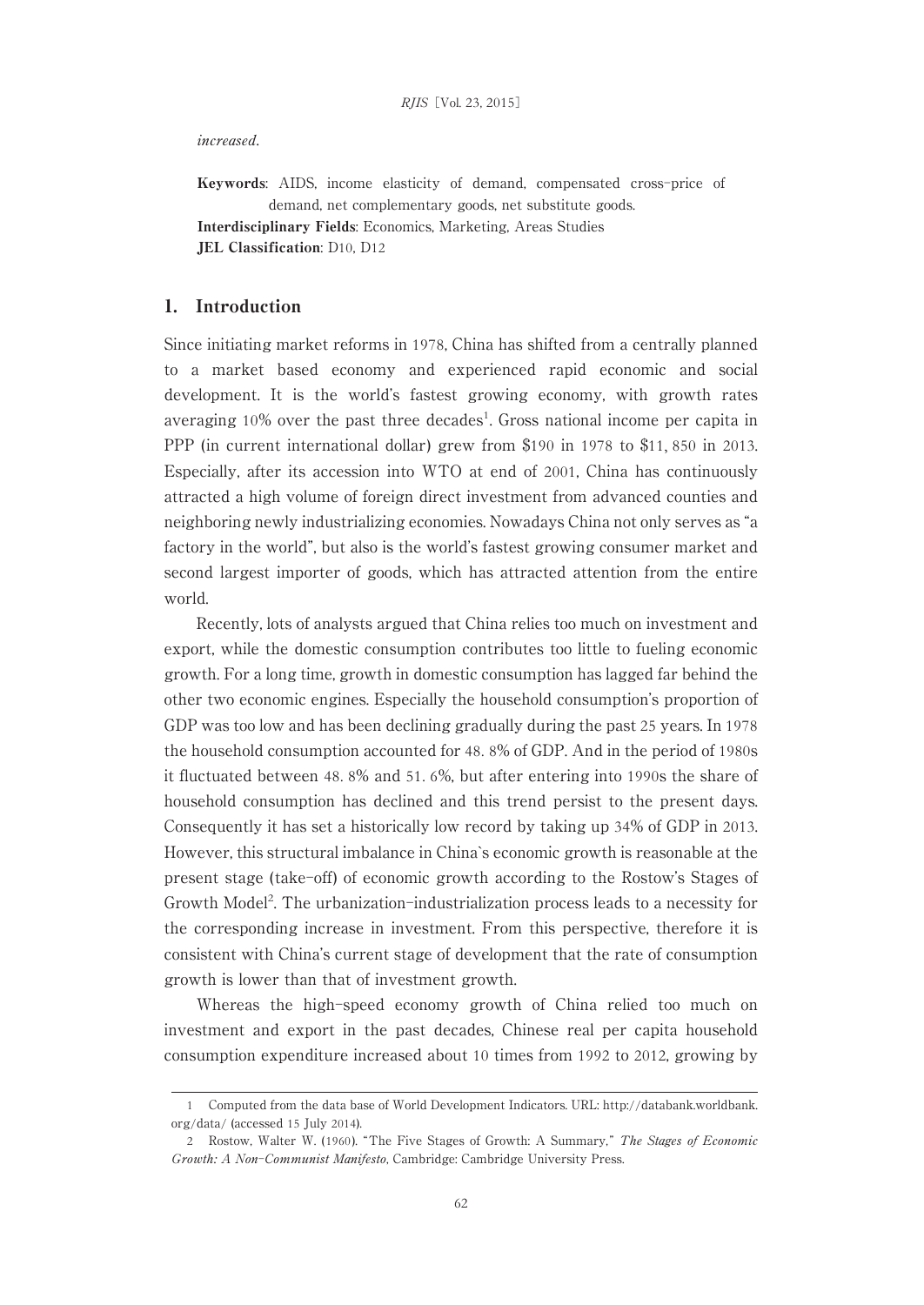*increased.*

**Keywords**: AIDS, income elasticity of demand, compensated cross-price of demand, net complementary goods, net substitute goods.
**Interdisciplinary Fields**: Economics, Marketing, Areas Studies
**JEL Classification**: D10, D12

## 1. Introduction

Since initiating market reforms in 1978, China has shifted from a centrally planned to a market based economy and experienced rapid economic and social development. It is the world's fastest growing economy, with growth rates averaging 10% over the past three decades[1]. Gross national income per capita in PPP (in current international dollar) grew from $190 in 1978 to $11, 850 in 2013. Especially, after its accession into WTO at end of 2001, China has continuously attracted a high volume of foreign direct investment from advanced counties and neighboring newly industrializing economies. Nowadays China not only serves as "a factory in the world", but also is the world's fastest growing consumer market and second largest importer of goods, which has attracted attention from the entire world.

Recently, lots of analysts argued that China relies too much on investment and export, while the domestic consumption contributes too little to fueling economic growth. For a long time, growth in domestic consumption has lagged far behind the other two economic engines. Especially the household consumption's proportion of GDP was too low and has been declining gradually during the past 25 years. In 1978 the household consumption accounted for 48. 8% of GDP. And in the period of 1980s it fluctuated between 48. 8% and 51. 6%, but after entering into 1990s the share of household consumption has declined and this trend persist to the present days. Consequently it has set a historically low record by taking up 34% of GDP in 2013. However, this structural imbalance in China`s economic growth is reasonable at the present stage (take-off) of economic growth according to the Rostow's Stages of Growth Model[2]. The urbanization-industrialization process leads to a necessity for the corresponding increase in investment. From this perspective, therefore it is consistent with China's current stage of development that the rate of consumption growth is lower than that of investment growth.

Whereas the high-speed economy growth of China relied too much on investment and export in the past decades, Chinese real per capita household consumption expenditure increased about 10 times from 1992 to 2012, growing by

---

1 Computed from the data base of World Development Indicators. URL: http://databank.worldbank.org/data/ (accessed 15 July 2014).

2 Rostow, Walter W. (1960). "The Five Stages of Growth: A Summary," *The Stages of Economic Growth: A Non-Communist Manifesto*, Cambridge: Cambridge University Press.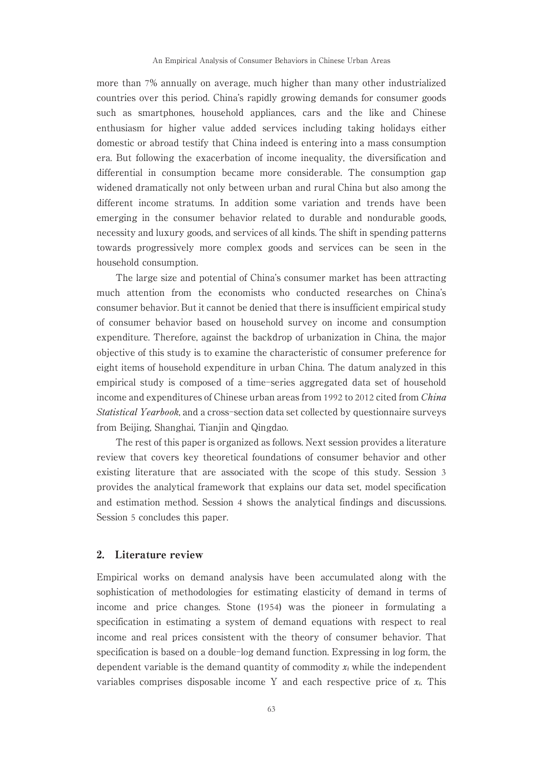more than 7% annually on average, much higher than many other industrialized countries over this period. China's rapidly growing demands for consumer goods such as smartphones, household appliances, cars and the like and Chinese enthusiasm for higher value added services including taking holidays either domestic or abroad testify that China indeed is entering into a mass consumption era. But following the exacerbation of income inequality, the diversification and differential in consumption became more considerable. The consumption gap widened dramatically not only between urban and rural China but also among the different income stratums. In addition some variation and trends have been emerging in the consumer behavior related to durable and nondurable goods, necessity and luxury goods, and services of all kinds. The shift in spending patterns towards progressively more complex goods and services can be seen in the household consumption.

The large size and potential of China's consumer market has been attracting much attention from the economists who conducted researches on China's consumer behavior. But it cannot be denied that there is insufficient empirical study of consumer behavior based on household survey on income and consumption expenditure. Therefore, against the backdrop of urbanization in China, the major objective of this study is to examine the characteristic of consumer preference for eight items of household expenditure in urban China. The datum analyzed in this empirical study is composed of a time-series aggregated data set of household income and expenditures of Chinese urban areas from 1992 to 2012 cited from *China Statistical Yearbook*, and a cross-section data set collected by questionnaire surveys from Beijing, Shanghai, Tianjin and Qingdao.

The rest of this paper is organized as follows. Next session provides a literature review that covers key theoretical foundations of consumer behavior and other existing literature that are associated with the scope of this study. Session 3 provides the analytical framework that explains our data set, model specification and estimation method. Session 4 shows the analytical findings and discussions. Session 5 concludes this paper.

## 2. Literature review

Empirical works on demand analysis have been accumulated along with the sophistication of methodologies for estimating elasticity of demand in terms of income and price changes. Stone (1954) was the pioneer in formulating a specification in estimating a system of demand equations with respect to real income and real prices consistent with the theory of consumer behavior. That specification is based on a double-log demand function. Expressing in log form, the dependent variable is the demand quantity of commodity $x_i$ while the independent variables comprises disposable income Y and each respective price of $x_i$. This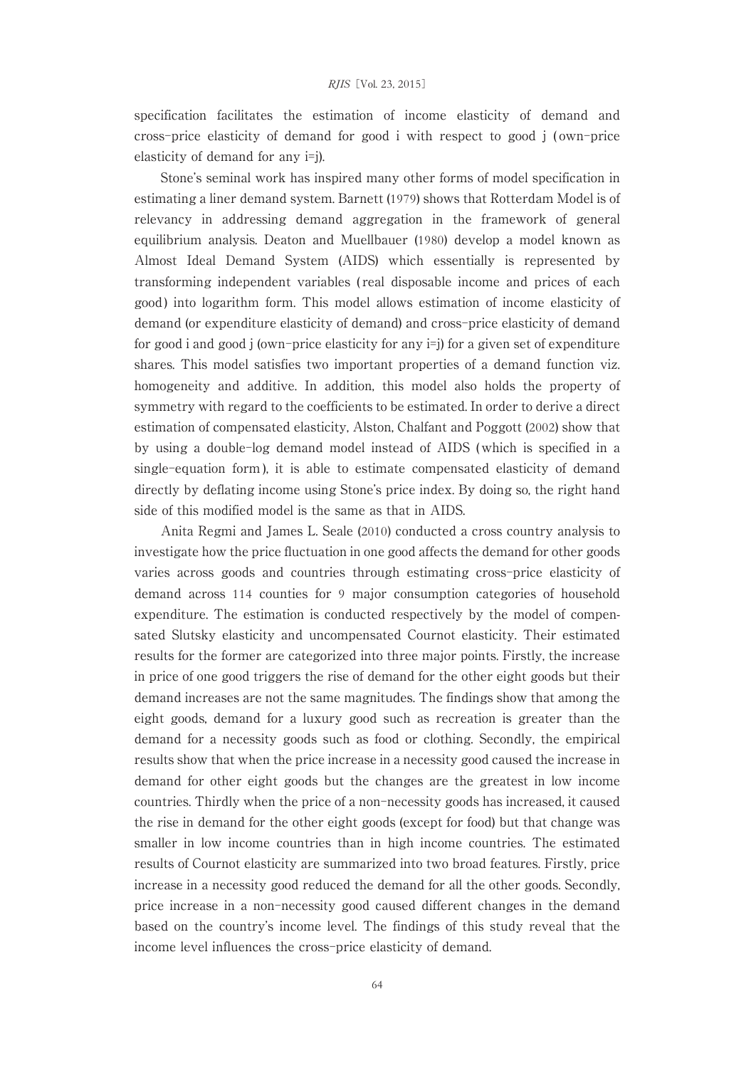specification facilitates the estimation of income elasticity of demand and cross-price elasticity of demand for good i with respect to good j (own-price elasticity of demand for any i=j).

Stone's seminal work has inspired many other forms of model specification in estimating a liner demand system. Barnett (1979) shows that Rotterdam Model is of relevancy in addressing demand aggregation in the framework of general equilibrium analysis. Deaton and Muellbauer (1980) develop a model known as Almost Ideal Demand System (AIDS) which essentially is represented by transforming independent variables (real disposable income and prices of each good) into logarithm form. This model allows estimation of income elasticity of demand (or expenditure elasticity of demand) and cross-price elasticity of demand for good i and good j (own-price elasticity for any i=j) for a given set of expenditure shares. This model satisfies two important properties of a demand function viz. homogeneity and additive. In addition, this model also holds the property of symmetry with regard to the coefficients to be estimated. In order to derive a direct estimation of compensated elasticity, Alston, Chalfant and Poggott (2002) show that by using a double-log demand model instead of AIDS (which is specified in a single-equation form), it is able to estimate compensated elasticity of demand directly by deflating income using Stone's price index. By doing so, the right hand side of this modified model is the same as that in AIDS.

Anita Regmi and James L. Seale (2010) conducted a cross country analysis to investigate how the price fluctuation in one good affects the demand for other goods varies across goods and countries through estimating cross-price elasticity of demand across 114 counties for 9 major consumption categories of household expenditure. The estimation is conducted respectively by the model of compensated Slutsky elasticity and uncompensated Cournot elasticity. Their estimated results for the former are categorized into three major points. Firstly, the increase in price of one good triggers the rise of demand for the other eight goods but their demand increases are not the same magnitudes. The findings show that among the eight goods, demand for a luxury good such as recreation is greater than the demand for a necessity goods such as food or clothing. Secondly, the empirical results show that when the price increase in a necessity good caused the increase in demand for other eight goods but the changes are the greatest in low income countries. Thirdly when the price of a non-necessity goods has increased, it caused the rise in demand for the other eight goods (except for food) but that change was smaller in low income countries than in high income countries. The estimated results of Cournot elasticity are summarized into two broad features. Firstly, price increase in a necessity good reduced the demand for all the other goods. Secondly, price increase in a non-necessity good caused different changes in the demand based on the country's income level. The findings of this study reveal that the income level influences the cross-price elasticity of demand.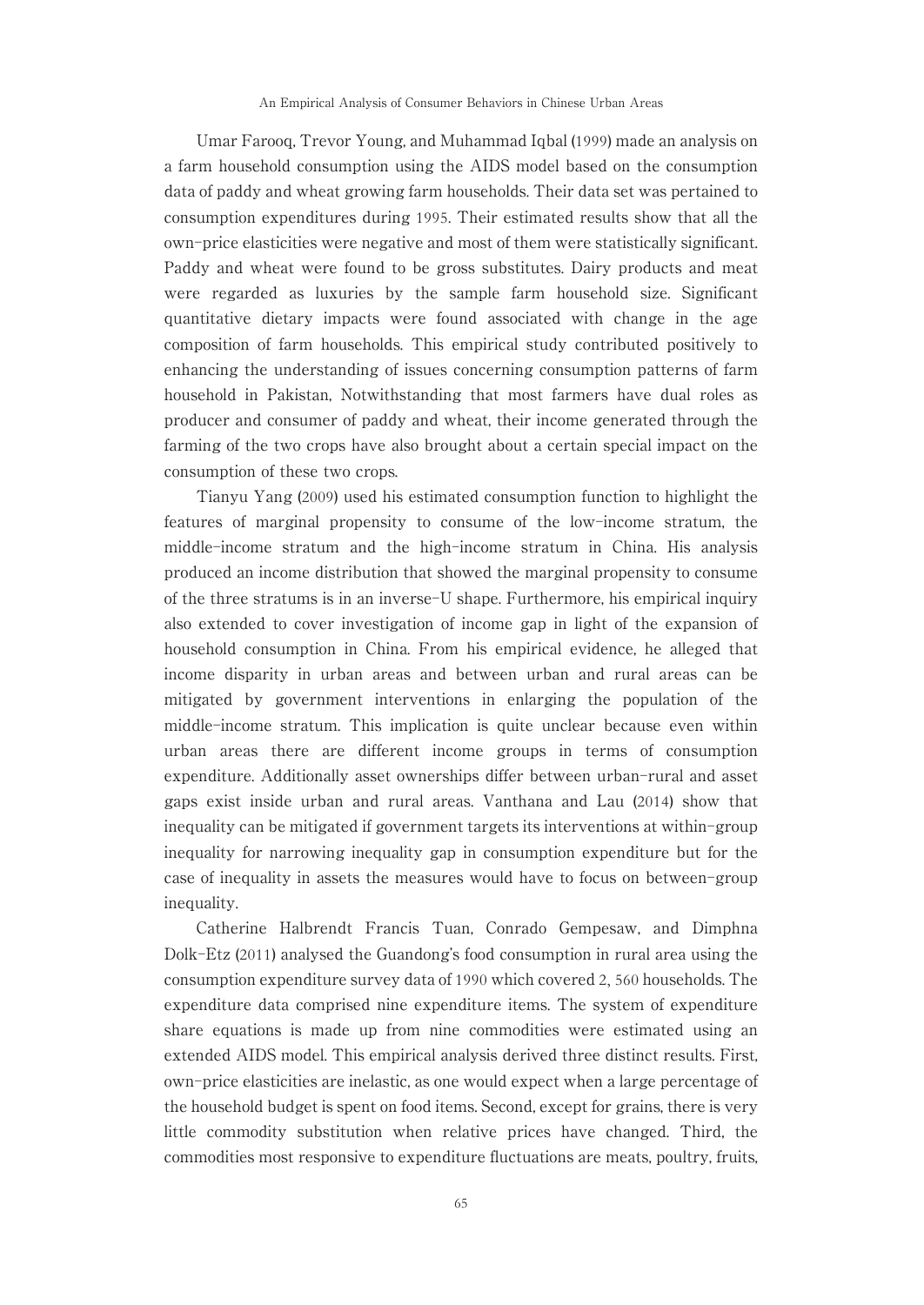Umar Farooq, Trevor Young, and Muhammad Iqbal (1999) made an analysis on a farm household consumption using the AIDS model based on the consumption data of paddy and wheat growing farm households. Their data set was pertained to consumption expenditures during 1995. Their estimated results show that all the own-price elasticities were negative and most of them were statistically significant. Paddy and wheat were found to be gross substitutes. Dairy products and meat were regarded as luxuries by the sample farm household size. Significant quantitative dietary impacts were found associated with change in the age composition of farm households. This empirical study contributed positively to enhancing the understanding of issues concerning consumption patterns of farm household in Pakistan, Notwithstanding that most farmers have dual roles as producer and consumer of paddy and wheat, their income generated through the farming of the two crops have also brought about a certain special impact on the consumption of these two crops.

Tianyu Yang (2009) used his estimated consumption function to highlight the features of marginal propensity to consume of the low-income stratum, the middle-income stratum and the high-income stratum in China. His analysis produced an income distribution that showed the marginal propensity to consume of the three stratums is in an inverse-U shape. Furthermore, his empirical inquiry also extended to cover investigation of income gap in light of the expansion of household consumption in China. From his empirical evidence, he alleged that income disparity in urban areas and between urban and rural areas can be mitigated by government interventions in enlarging the population of the middle-income stratum. This implication is quite unclear because even within urban areas there are different income groups in terms of consumption expenditure. Additionally asset ownerships differ between urban-rural and asset gaps exist inside urban and rural areas. Vanthana and Lau (2014) show that inequality can be mitigated if government targets its interventions at within-group inequality for narrowing inequality gap in consumption expenditure but for the case of inequality in assets the measures would have to focus on between-group inequality.

Catherine Halbrendt Francis Tuan, Conrado Gempesaw, and Dimphna Dolk-Etz (2011) analysed the Guandong's food consumption in rural area using the consumption expenditure survey data of 1990 which covered 2, 560 households. The expenditure data comprised nine expenditure items. The system of expenditure share equations is made up from nine commodities were estimated using an extended AIDS model. This empirical analysis derived three distinct results. First, own-price elasticities are inelastic, as one would expect when a large percentage of the household budget is spent on food items. Second, except for grains, there is very little commodity substitution when relative prices have changed. Third, the commodities most responsive to expenditure fluctuations are meats, poultry, fruits,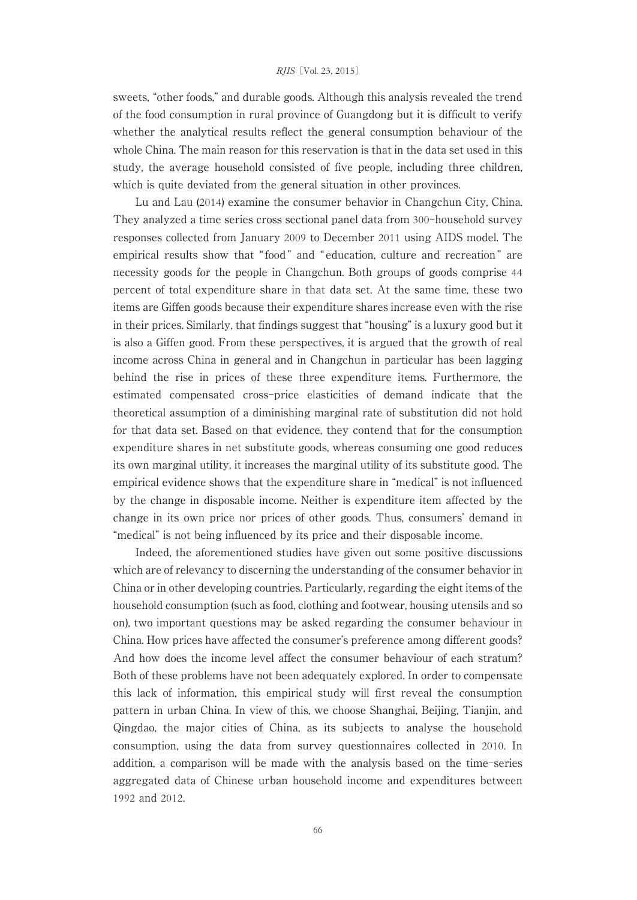sweets, "other foods," and durable goods. Although this analysis revealed the trend of the food consumption in rural province of Guangdong but it is difficult to verify whether the analytical results reflect the general consumption behaviour of the whole China. The main reason for this reservation is that in the data set used in this study, the average household consisted of five people, including three children, which is quite deviated from the general situation in other provinces.

Lu and Lau (2014) examine the consumer behavior in Changchun City, China. They analyzed a time series cross sectional panel data from 300-household survey responses collected from January 2009 to December 2011 using AIDS model. The empirical results show that "food" and "education, culture and recreation" are necessity goods for the people in Changchun. Both groups of goods comprise 44 percent of total expenditure share in that data set. At the same time, these two items are Giffen goods because their expenditure shares increase even with the rise in their prices. Similarly, that findings suggest that "housing" is a luxury good but it is also a Giffen good. From these perspectives, it is argued that the growth of real income across China in general and in Changchun in particular has been lagging behind the rise in prices of these three expenditure items. Furthermore, the estimated compensated cross-price elasticities of demand indicate that the theoretical assumption of a diminishing marginal rate of substitution did not hold for that data set. Based on that evidence, they contend that for the consumption expenditure shares in net substitute goods, whereas consuming one good reduces its own marginal utility, it increases the marginal utility of its substitute good. The empirical evidence shows that the expenditure share in "medical" is not influenced by the change in disposable income. Neither is expenditure item affected by the change in its own price nor prices of other goods. Thus, consumers' demand in "medical" is not being influenced by its price and their disposable income.

Indeed, the aforementioned studies have given out some positive discussions which are of relevancy to discerning the understanding of the consumer behavior in China or in other developing countries. Particularly, regarding the eight items of the household consumption (such as food, clothing and footwear, housing utensils and so on), two important questions may be asked regarding the consumer behaviour in China. How prices have affected the consumer's preference among different goods? And how does the income level affect the consumer behaviour of each stratum? Both of these problems have not been adequately explored. In order to compensate this lack of information, this empirical study will first reveal the consumption pattern in urban China. In view of this, we choose Shanghai, Beijing, Tianjin, and Qingdao, the major cities of China, as its subjects to analyse the household consumption, using the data from survey questionnaires collected in 2010. In addition, a comparison will be made with the analysis based on the time-series aggregated data of Chinese urban household income and expenditures between 1992 and 2012.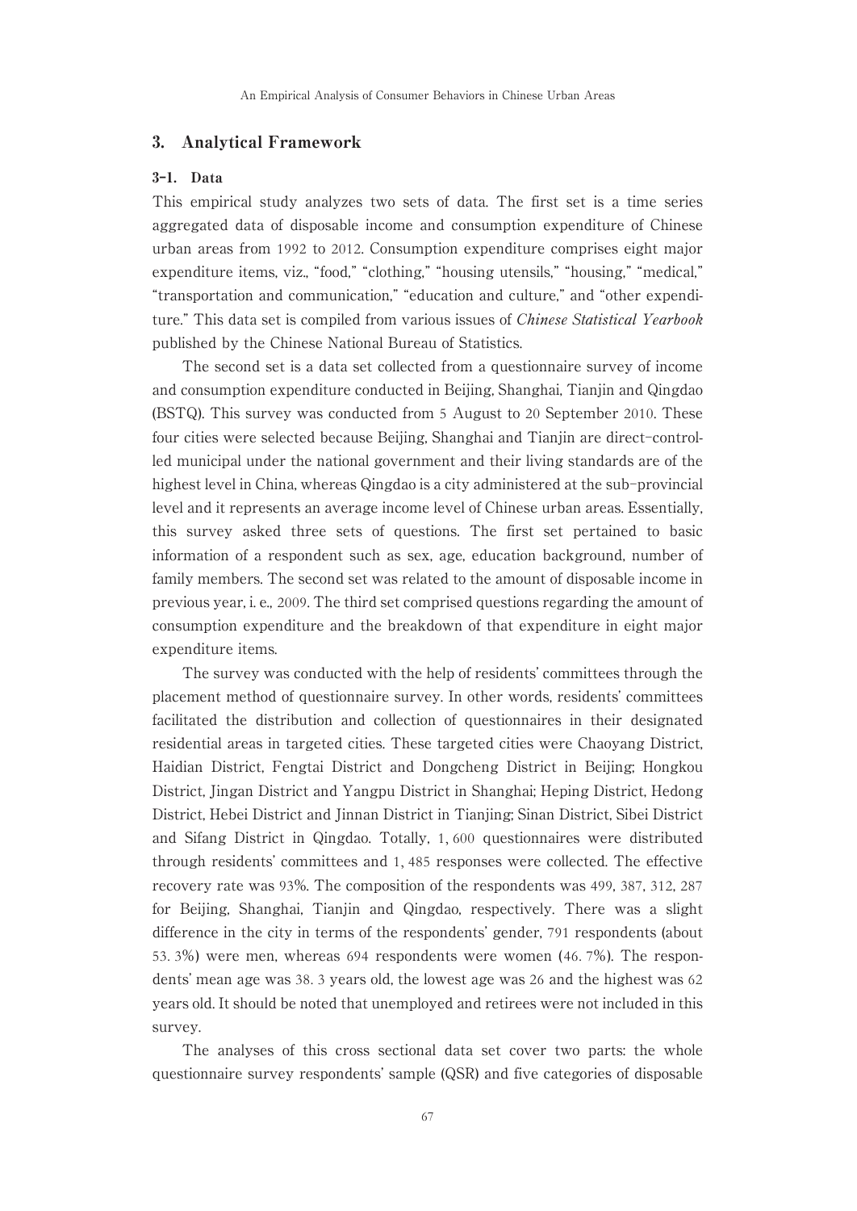## 3. Analytical Framework

### 3-1. Data

This empirical study analyzes two sets of data. The first set is a time series aggregated data of disposable income and consumption expenditure of Chinese urban areas from 1992 to 2012. Consumption expenditure comprises eight major expenditure items, viz., "food," "clothing," "housing utensils," "housing," "medical," "transportation and communication," "education and culture," and "other expenditure." This data set is compiled from various issues of *Chinese Statistical Yearbook* published by the Chinese National Bureau of Statistics.

The second set is a data set collected from a questionnaire survey of income and consumption expenditure conducted in Beijing, Shanghai, Tianjin and Qingdao (BSTQ). This survey was conducted from 5 August to 20 September 2010. These four cities were selected because Beijing, Shanghai and Tianjin are direct-controlled municipal under the national government and their living standards are of the highest level in China, whereas Qingdao is a city administered at the sub-provincial level and it represents an average income level of Chinese urban areas. Essentially, this survey asked three sets of questions. The first set pertained to basic information of a respondent such as sex, age, education background, number of family members. The second set was related to the amount of disposable income in previous year, i. e., 2009. The third set comprised questions regarding the amount of consumption expenditure and the breakdown of that expenditure in eight major expenditure items.

The survey was conducted with the help of residents' committees through the placement method of questionnaire survey. In other words, residents' committees facilitated the distribution and collection of questionnaires in their designated residential areas in targeted cities. These targeted cities were Chaoyang District, Haidian District, Fengtai District and Dongcheng District in Beijing; Hongkou District, Jingan District and Yangpu District in Shanghai; Heping District, Hedong District, Hebei District and Jinnan District in Tianjing; Sinan District, Sibei District and Sifang District in Qingdao. Totally, 1, 600 questionnaires were distributed through residents' committees and 1, 485 responses were collected. The effective recovery rate was 93%. The composition of the respondents was 499, 387, 312, 287 for Beijing, Shanghai, Tianjin and Qingdao, respectively. There was a slight difference in the city in terms of the respondents' gender, 791 respondents (about 53. 3%) were men, whereas 694 respondents were women (46. 7%). The respondents' mean age was 38. 3 years old, the lowest age was 26 and the highest was 62 years old. It should be noted that unemployed and retirees were not included in this survey.

The analyses of this cross sectional data set cover two parts: the whole questionnaire survey respondents' sample (QSR) and five categories of disposable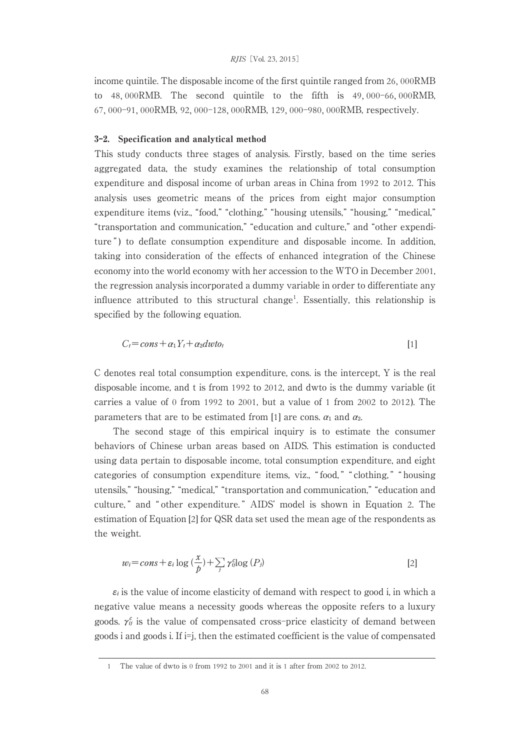income quintile. The disposable income of the first quintile ranged from 26, 000RMB to 48, 000RMB. The second quintile to the fifth is 49, 000-66, 000RMB, 67, 000-91, 000RMB, 92, 000-128, 000RMB, 129, 000-980, 000RMB, respectively.

### 3-2. Specification and analytical method

This study conducts three stages of analysis. Firstly, based on the time series aggregated data, the study examines the relationship of total consumption expenditure and disposal income of urban areas in China from 1992 to 2012. This analysis uses geometric means of the prices from eight major consumption expenditure items (viz., "food," "clothing," "housing utensils," "housing," "medical," "transportation and communication," "education and culture," and "other expenditure") to deflate consumption expenditure and disposable income. In addition, taking into consideration of the effects of enhanced integration of the Chinese economy into the world economy with her accession to the WTO in December 2001, the regression analysis incorporated a dummy variable in order to differentiate any influence attributed to this structural change[1]. Essentially, this relationship is specified by the following equation.

$$C_t = cons + \alpha_1 Y_t + \alpha_2 dwto_t \qquad [1]$$

C denotes real total consumption expenditure, cons. is the intercept, Y is the real disposable income, and t is from 1992 to 2012, and dwto is the dummy variable (it carries a value of 0 from 1992 to 2001, but a value of 1 from 2002 to 2012). The parameters that are to be estimated from [1] are cons. $\alpha_1$ and $\alpha_2$.

The second stage of this empirical inquiry is to estimate the consumer behaviors of Chinese urban areas based on AIDS. This estimation is conducted using data pertain to disposable income, total consumption expenditure, and eight categories of consumption expenditure items, viz., "food," "clothing," "housing utensils," "housing," "medical," "transportation and communication," "education and culture," and "other expenditure." AIDS' model is shown in Equation 2. The estimation of Equation [2] for QSR data set used the mean age of the respondents as the weight.

$$w_i = cons + \varepsilon_i \log\left(\frac{x}{p}\right) + \sum_j \gamma_{ij}^c \log(P_j) \qquad [2]$$

$\varepsilon_i$ is the value of income elasticity of demand with respect to good i, in which a negative value means a necessity goods whereas the opposite refers to a luxury goods. $\gamma_{ij}^c$ is the value of compensated cross-price elasticity of demand between goods i and goods i. If i=j, then the estimated coefficient is the value of compensated

---

1 The value of dwto is 0 from 1992 to 2001 and it is 1 after from 2002 to 2012.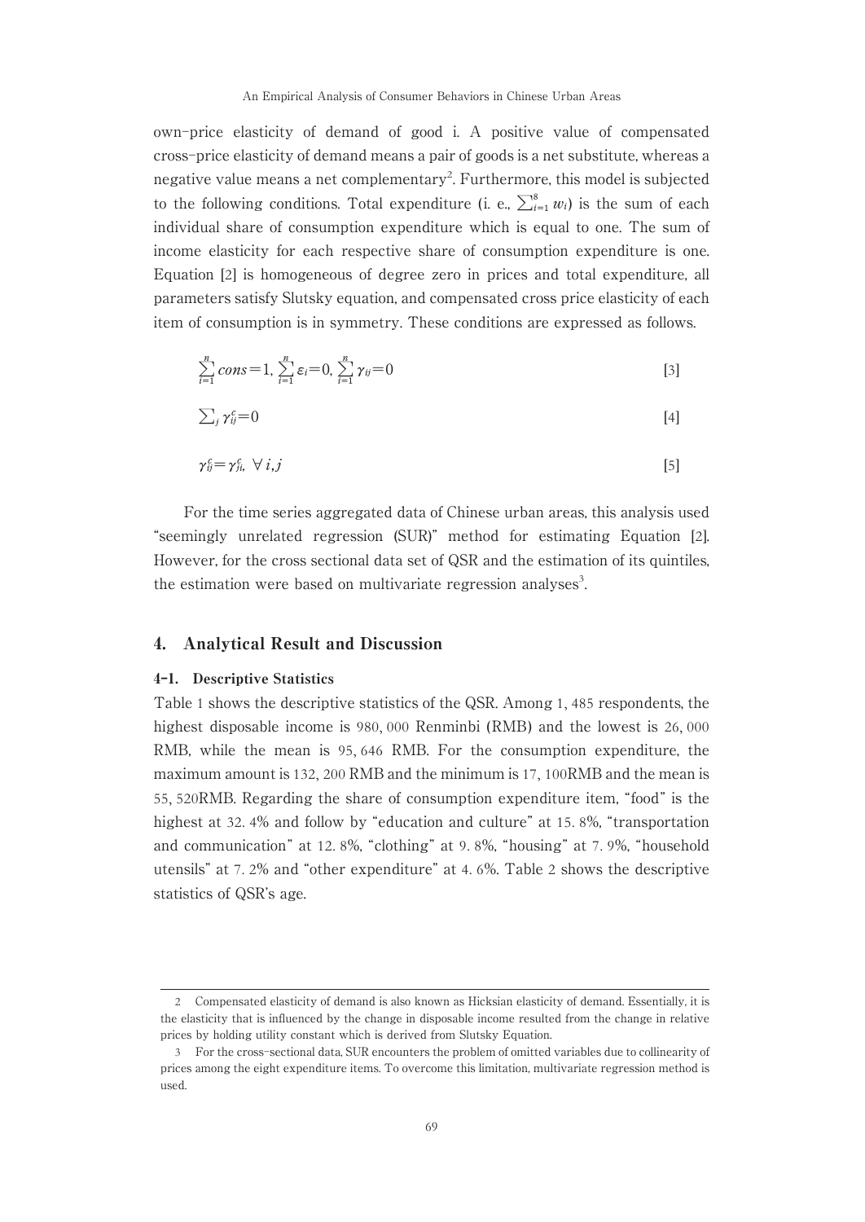own-price elasticity of demand of good i. A positive value of compensated cross-price elasticity of demand means a pair of goods is a net substitute, whereas a negative value means a net complementary[2]. Furthermore, this model is subjected to the following conditions. Total expenditure (i. e., $\sum_{i=1}^{8} w_i$) is the sum of each individual share of consumption expenditure which is equal to one. The sum of income elasticity for each respective share of consumption expenditure is one. Equation [2] is homogeneous of degree zero in prices and total expenditure, all parameters satisfy Slutsky equation, and compensated cross price elasticity of each item of consumption is in symmetry. These conditions are expressed as follows.

$$\sum_{i=1}^{n} cons=1,\ \sum_{i=1}^{n} \varepsilon_i=0,\ \sum_{i=1}^{n} \gamma_{ij}=0 \qquad [3]$$

$$\sum_{j} \gamma_{ij}^{c}=0 \qquad [4]$$

$$\gamma_{ij}^{c}=\gamma_{ji}^{c},\ \forall\, i,j \qquad [5]$$

For the time series aggregated data of Chinese urban areas, this analysis used "seemingly unrelated regression (SUR)" method for estimating Equation [2]. However, for the cross sectional data set of QSR and the estimation of its quintiles, the estimation were based on multivariate regression analyses[3].

## 4. Analytical Result and Discussion

### 4-1. Descriptive Statistics

Table 1 shows the descriptive statistics of the QSR. Among 1, 485 respondents, the highest disposable income is 980, 000 Renminbi (RMB) and the lowest is 26, 000 RMB, while the mean is 95, 646 RMB. For the consumption expenditure, the maximum amount is 132, 200 RMB and the minimum is 17, 100RMB and the mean is 55, 520RMB. Regarding the share of consumption expenditure item, "food" is the highest at 32. 4% and follow by "education and culture" at 15. 8%, "transportation and communication" at 12. 8%, "clothing" at 9. 8%, "housing" at 7. 9%, "household utensils" at 7. 2% and "other expenditure" at 4. 6%. Table 2 shows the descriptive statistics of QSR's age.

---

2 Compensated elasticity of demand is also known as Hicksian elasticity of demand. Essentially, it is the elasticity that is influenced by the change in disposable income resulted from the change in relative prices by holding utility constant which is derived from Slutsky Equation.

3 For the cross-sectional data, SUR encounters the problem of omitted variables due to collinearity of prices among the eight expenditure items. To overcome this limitation, multivariate regression method is used.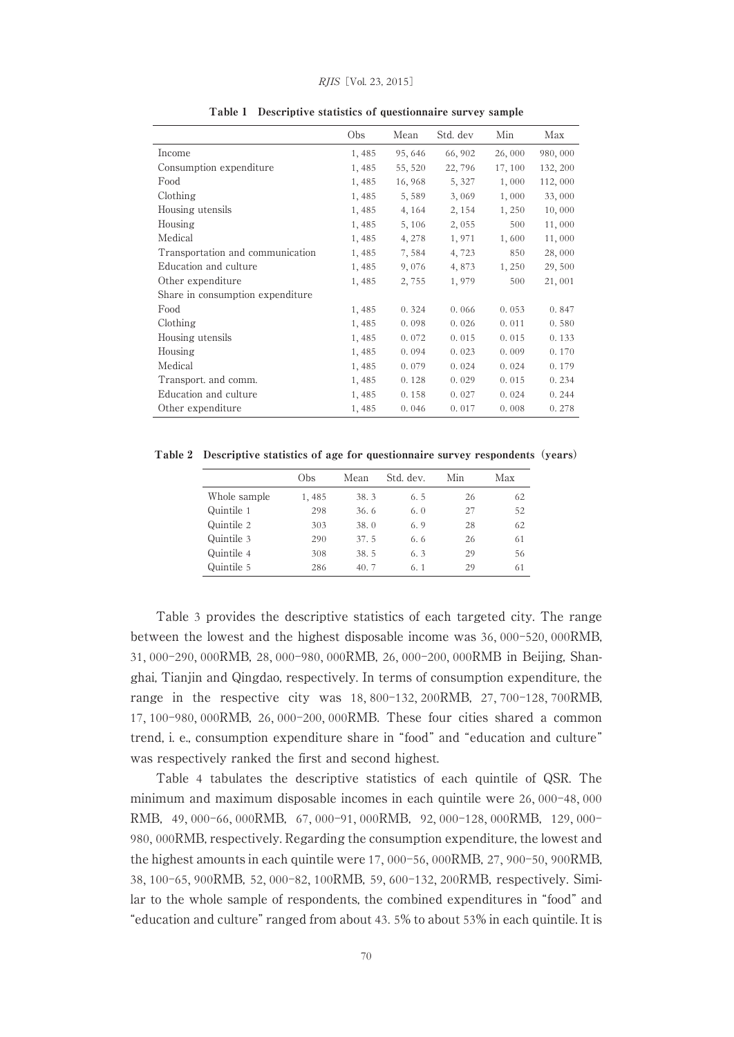**Table 1 Descriptive statistics of questionnaire survey sample**

| | Obs | Mean | Std. dev | Min | Max |
|---|---|---|---|---|---|
| Income | 1, 485 | 95, 646 | 66, 902 | 26, 000 | 980, 000 |
| Consumption expenditure | 1, 485 | 55, 520 | 22, 796 | 17, 100 | 132, 200 |
| Food | 1, 485 | 16, 968 | 5, 327 | 1, 000 | 112, 000 |
| Clothing | 1, 485 | 5, 589 | 3, 069 | 1, 000 | 33, 000 |
| Housing utensils | 1, 485 | 4, 164 | 2, 154 | 1, 250 | 10, 000 |
| Housing | 1, 485 | 5, 106 | 2, 055 | 500 | 11, 000 |
| Medical | 1, 485 | 4, 278 | 1, 971 | 1, 600 | 11, 000 |
| Transportation and communication | 1, 485 | 7, 584 | 4, 723 | 850 | 28, 000 |
| Education and culture | 1, 485 | 9, 076 | 4, 873 | 1, 250 | 29, 500 |
| Other expenditure | 1, 485 | 2, 755 | 1, 979 | 500 | 21, 001 |
| Share in consumption expenditure | | | | | |
| Food | 1, 485 | 0. 324 | 0. 066 | 0. 053 | 0. 847 |
| Clothing | 1, 485 | 0. 098 | 0. 026 | 0. 011 | 0. 580 |
| Housing utensils | 1, 485 | 0. 072 | 0. 015 | 0. 015 | 0. 133 |
| Housing | 1, 485 | 0. 094 | 0. 023 | 0. 009 | 0. 170 |
| Medical | 1, 485 | 0. 079 | 0. 024 | 0. 024 | 0. 179 |
| Transport. and comm. | 1, 485 | 0. 128 | 0. 029 | 0. 015 | 0. 234 |
| Education and culture | 1, 485 | 0. 158 | 0. 027 | 0. 024 | 0. 244 |
| Other expenditure | 1, 485 | 0. 046 | 0. 017 | 0. 008 | 0. 278 |

**Table 2 Descriptive statistics of age for questionnaire survey respondents (years)**

| | Obs | Mean | Std. dev. | Min | Max |
|---|---|---|---|---|---|
| Whole sample | 1, 485 | 38. 3 | 6. 5 | 26 | 62 |
| Quintile 1 | 298 | 36. 6 | 6. 0 | 27 | 52 |
| Quintile 2 | 303 | 38. 0 | 6. 9 | 28 | 62 |
| Quintile 3 | 290 | 37. 5 | 6. 6 | 26 | 61 |
| Quintile 4 | 308 | 38. 5 | 6. 3 | 29 | 56 |
| Quintile 5 | 286 | 40. 7 | 6. 1 | 29 | 61 |

Table 3 provides the descriptive statistics of each targeted city. The range between the lowest and the highest disposable income was 36, 000–520, 000RMB, 31, 000–290, 000RMB, 28, 000–980, 000RMB, 26, 000–200, 000RMB in Beijing, Shanghai, Tianjin and Qingdao, respectively. In terms of consumption expenditure, the range in the respective city was 18, 800–132, 200RMB, 27, 700–128, 700RMB, 17, 100–980, 000RMB, 26, 000–200, 000RMB. These four cities shared a common trend, i. e., consumption expenditure share in "food" and "education and culture" was respectively ranked the first and second highest.

Table 4 tabulates the descriptive statistics of each quintile of QSR. The minimum and maximum disposable incomes in each quintile were 26, 000–48, 000 RMB, 49, 000–66, 000RMB, 67, 000–91, 000RMB, 92, 000–128, 000RMB, 129, 000–980, 000RMB, respectively. Regarding the consumption expenditure, the lowest and the highest amounts in each quintile were 17, 000–56, 000RMB, 27, 900–50, 900RMB, 38, 100–65, 900RMB, 52, 000–82, 100RMB, 59, 600–132, 200RMB, respectively. Similar to the whole sample of respondents, the combined expenditures in "food" and "education and culture" ranged from about 43. 5% to about 53% in each quintile. It is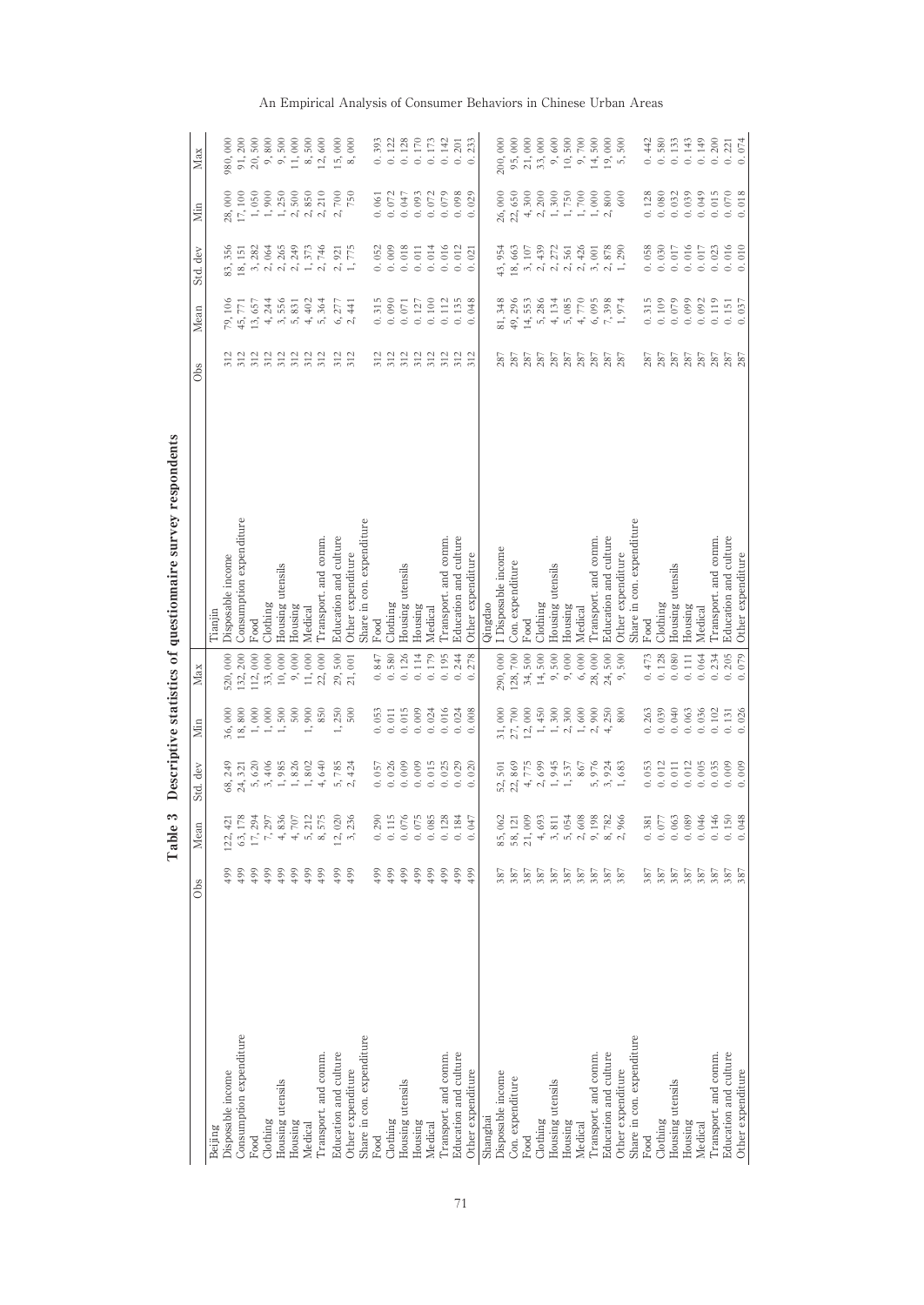**Table 3 Descriptive statistics of questionnaire survey respondents**

| | Obs | Mean | Std. dev | Min | Max | | Obs | Mean | Std. dev | Min | Max |
|---|---|---|---|---|---|---|---|---|---|---|---|
| Beijing | | | | | | Tianjin | | | | | |
| Disposable income | 499 | 122,421 | 68,249 | 36,000 | 520,000 | Disposable income | 312 | 79,106 | 83,356 | 28,000 | 980,000 |
| Consumption expenditure | 499 | 63,178 | 24,321 | 18,800 | 132,200 | Consumption expenditure | 312 | 45,771 | 18,151 | 17,100 | 91,200 |
| Food | 499 | 17,294 | 5,620 | 1,000 | 112,000 | Food | 312 | 13,657 | 3,282 | 1,050 | 20,500 |
| Clothing | 499 | 7,297 | 3,406 | 1,000 | 33,000 | Clothing | 312 | 4,244 | 2,064 | 1,900 | 9,800 |
| Housing utensils | 499 | 4,836 | 1,985 | 1,500 | 10,000 | Housing utensils | 312 | 3,556 | 2,265 | 1,250 | 9,500 |
| Housing | 499 | 4,707 | 1,826 | 500 | 9,000 | Housing | 312 | 5,831 | 2,249 | 2,500 | 11,000 |
| Medical | 499 | 5,212 | 1,802 | 1,900 | 11,000 | Medical | 312 | 4,402 | 1,373 | 2,850 | 8,500 |
| Transport. and comm. | 499 | 8,575 | 4,640 | 850 | 22,000 | Transport. and comm. | 312 | 5,364 | 2,746 | 2,210 | 12,600 |
| Education and culture | 499 | 12,020 | 5,785 | 1,250 | 29,500 | Education and culture | 312 | 6,277 | 2,921 | 2,700 | 15,000 |
| Other expenditure | 499 | 3,236 | 2,424 | 500 | 21,001 | Other expenditure | 312 | 2,441 | 1,775 | 750 | 8,000 |
| Share in con. expenditure | | | | | | Share in con. expenditure | | | | | |
| Food | 499 | 0.290 | 0.057 | 0.053 | 0.847 | Food | 312 | 0.315 | 0.052 | 0.061 | 0.393 |
| Clothing | 499 | 0.115 | 0.026 | 0.011 | 0.580 | Clothing | 312 | 0.090 | 0.009 | 0.072 | 0.122 |
| Housing utensils | 499 | 0.076 | 0.009 | 0.015 | 0.126 | Housing utensils | 312 | 0.071 | 0.018 | 0.047 | 0.128 |
| Housing | 499 | 0.075 | 0.009 | 0.009 | 0.114 | Housing | 312 | 0.127 | 0.011 | 0.093 | 0.170 |
| Medical | 499 | 0.085 | 0.015 | 0.024 | 0.179 | Medical | 312 | 0.100 | 0.014 | 0.072 | 0.173 |
| Transport. and comm. | 499 | 0.128 | 0.025 | 0.016 | 0.195 | Transport. and comm. | 312 | 0.112 | 0.016 | 0.079 | 0.142 |
| Education and culture | 499 | 0.184 | 0.029 | 0.024 | 0.244 | Education and culture | 312 | 0.135 | 0.012 | 0.098 | 0.201 |
| Other expenditure | 499 | 0.047 | 0.020 | 0.008 | 0.278 | Other expenditure | 312 | 0.048 | 0.021 | 0.029 | 0.233 |
| Shanghai | | | | | | Qingdao | | | | | |
| Disposable income | 387 | 85,062 | 52,501 | 31,000 | 290,000 | I Disposable income | 287 | 81,348 | 43,954 | 26,000 | 200,000 |
| Con. expenditure | 387 | 58,121 | 22,869 | 27,700 | 128,700 | Con. expenditure | 287 | 49,296 | 18,663 | 22,650 | 95,000 |
| Food | 387 | 21,009 | 4,775 | 12,000 | 34,500 | Food | 287 | 14,553 | 3,107 | 4,300 | 21,000 |
| Clothing | 387 | 4,693 | 2,699 | 1,450 | 14,500 | Clothing | 287 | 5,286 | 2,439 | 2,200 | 33,000 |
| Housing utensils | 387 | 3,811 | 1,945 | 1,300 | 9,500 | Housing utensils | 287 | 4,134 | 2,272 | 1,300 | 9,600 |
| Housing | 387 | 5,054 | 1,537 | 2,300 | 9,000 | Housing | 287 | 5,085 | 2,561 | 1,750 | 10,500 |
| Medical | 387 | 2,608 | 867 | 1,600 | 6,000 | Medical | 287 | 4,770 | 2,426 | 1,700 | 9,700 |
| Transport. and comm. | 387 | 9,198 | 5,976 | 2,900 | 28,000 | Transport. and comm. | 287 | 6,095 | 3,001 | 1,000 | 14,500 |
| Education and culture | 387 | 8,782 | 3,924 | 4,250 | 24,500 | Education and culture | 287 | 7,398 | 2,878 | 2,800 | 19,000 |
| Other expenditure | 387 | 2,966 | 1,683 | 800 | 9,500 | Other expenditure | 287 | 1,974 | 1,290 | 600 | 5,500 |
| Share in con. expenditure | | | | | | Share in con. expenditure | | | | | |
| Food | 387 | 0.381 | 0.053 | 0.263 | 0.473 | Food | 287 | 0.315 | 0.058 | 0.128 | 0.442 |
| Clothing | 387 | 0.077 | 0.012 | 0.039 | 0.128 | Clothing | 287 | 0.109 | 0.030 | 0.080 | 0.580 |
| Housing utensils | 387 | 0.063 | 0.011 | 0.040 | 0.080 | Housing utensils | 287 | 0.079 | 0.017 | 0.032 | 0.133 |
| Housing | 387 | 0.089 | 0.012 | 0.063 | 0.111 | Housing | 287 | 0.099 | 0.016 | 0.039 | 0.143 |
| Medical | 387 | 0.046 | 0.005 | 0.036 | 0.064 | Medical | 287 | 0.092 | 0.017 | 0.049 | 0.149 |
| Transport. and comm. | 387 | 0.146 | 0.035 | 0.102 | 0.234 | Transport. and comm. | 287 | 0.119 | 0.023 | 0.015 | 0.200 |
| Education and culture | 387 | 0.150 | 0.009 | 0.131 | 0.205 | Education and culture | 287 | 0.151 | 0.016 | 0.070 | 0.221 |
| Other expenditure | 387 | 0.048 | 0.009 | 0.026 | 0.079 | Other expenditure | 287 | 0.037 | 0.010 | 0.018 | 0.074 |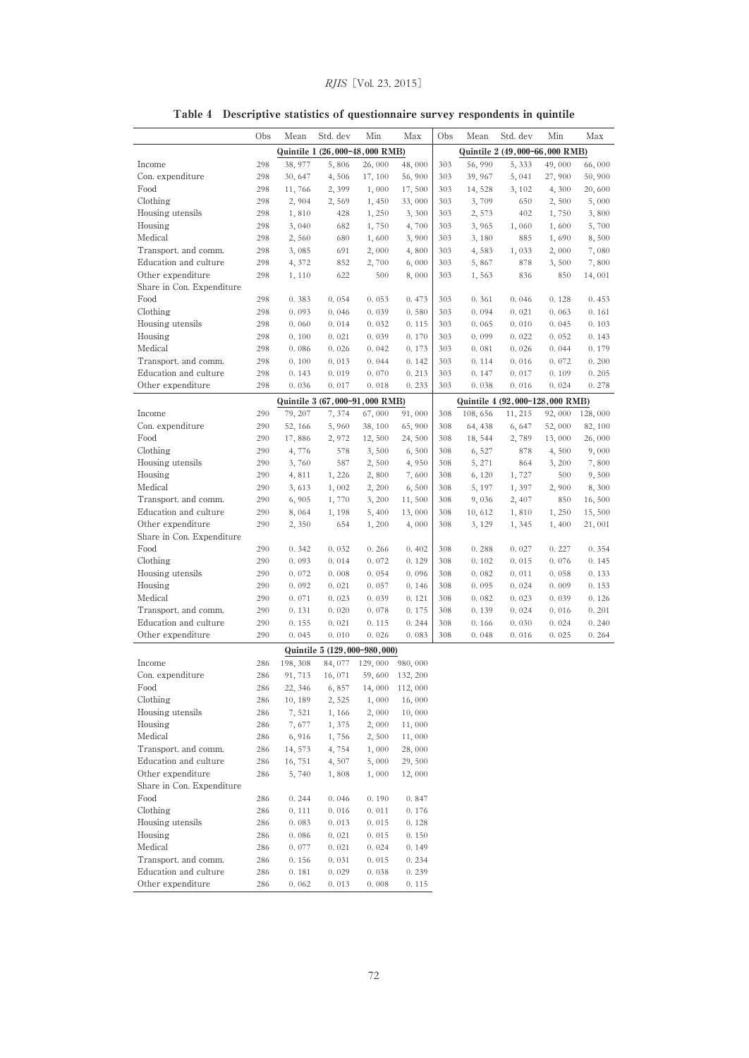**Table 4 Descriptive statistics of questionnaire survey respondents in quintile**

| | Obs | Mean | Std. dev | Min | Max | Obs | Mean | Std. dev | Min | Max |
|---|---|---|---|---|---|---|---|---|---|---|
| | Quintile 1 (26,000-48,000 RMB) | | | | | Quintile 2 (49,000-66,000 RMB) | | | | |
| Income | 298 | 38,977 | 5,806 | 26,000 | 48,000 | 303 | 56,990 | 5,333 | 49,000 | 66,000 |
| Con. expenditure | 298 | 30,647 | 4,506 | 17,100 | 56,900 | 303 | 39,967 | 5,041 | 27,900 | 50,900 |
| Food | 298 | 11,766 | 2,399 | 1,000 | 17,500 | 303 | 14,528 | 3,102 | 4,300 | 20,600 |
| Clothing | 298 | 2,904 | 2,569 | 1,450 | 33,000 | 303 | 3,709 | 650 | 2,500 | 5,000 |
| Housing utensils | 298 | 1,810 | 428 | 1,250 | 3,300 | 303 | 2,573 | 402 | 1,750 | 3,800 |
| Housing | 298 | 3,040 | 682 | 1,750 | 4,700 | 303 | 3,965 | 1,060 | 1,600 | 5,700 |
| Medical | 298 | 2,560 | 680 | 1,600 | 3,900 | 303 | 3,180 | 885 | 1,690 | 8,500 |
| Transport. and comm. | 298 | 3,085 | 691 | 2,000 | 4,800 | 303 | 4,583 | 1,033 | 2,000 | 7,080 |
| Education and culture | 298 | 4,372 | 852 | 2,700 | 6,000 | 303 | 5,867 | 878 | 3,500 | 7,800 |
| Other expenditure | 298 | 1,110 | 622 | 500 | 8,000 | 303 | 1,563 | 836 | 850 | 14,001 |
| Share in Con. Expenditure | | | | | | | | | | |
| Food | 298 | 0.383 | 0.054 | 0.053 | 0.473 | 303 | 0.361 | 0.046 | 0.128 | 0.453 |
| Clothing | 298 | 0.093 | 0.046 | 0.039 | 0.580 | 303 | 0.094 | 0.021 | 0.063 | 0.161 |
| Housing utensils | 298 | 0.060 | 0.014 | 0.032 | 0.115 | 303 | 0.065 | 0.010 | 0.045 | 0.103 |
| Housing | 298 | 0.100 | 0.021 | 0.039 | 0.170 | 303 | 0.099 | 0.022 | 0.052 | 0.143 |
| Medical | 298 | 0.086 | 0.026 | 0.042 | 0.173 | 303 | 0.081 | 0.026 | 0.044 | 0.179 |
| Transport. and comm. | 298 | 0.100 | 0.013 | 0.044 | 0.142 | 303 | 0.114 | 0.016 | 0.072 | 0.200 |
| Education and culture | 298 | 0.143 | 0.019 | 0.070 | 0.213 | 303 | 0.147 | 0.017 | 0.109 | 0.205 |
| Other expenditure | 298 | 0.036 | 0.017 | 0.018 | 0.233 | 303 | 0.038 | 0.016 | 0.024 | 0.278 |
| | Quintile 3 (67,000-91,000 RMB) | | | | | Quintile 4 (92,000-128,000 RMB) | | | | |
| Income | 290 | 79,207 | 7,374 | 67,000 | 91,000 | 308 | 108,656 | 11,215 | 92,000 | 128,000 |
| Con. expenditure | 290 | 52,166 | 5,960 | 38,100 | 65,900 | 308 | 64,438 | 6,647 | 52,000 | 82,100 |
| Food | 290 | 17,886 | 2,972 | 12,500 | 24,500 | 308 | 18,544 | 2,789 | 13,000 | 26,000 |
| Clothing | 290 | 4,776 | 578 | 3,500 | 6,500 | 308 | 6,527 | 878 | 4,500 | 9,000 |
| Housing utensils | 290 | 3,760 | 587 | 2,500 | 4,950 | 308 | 5,271 | 864 | 3,200 | 7,800 |
| Housing | 290 | 4,811 | 1,226 | 2,800 | 7,600 | 308 | 6,120 | 1,727 | 500 | 9,500 |
| Medical | 290 | 3,613 | 1,002 | 2,200 | 6,500 | 308 | 5,197 | 1,397 | 2,900 | 8,300 |
| Transport. and comm. | 290 | 6,905 | 1,770 | 3,200 | 11,500 | 308 | 9,036 | 2,407 | 850 | 16,500 |
| Education and culture | 290 | 8,064 | 1,198 | 5,400 | 13,000 | 308 | 10,612 | 1,810 | 1,250 | 15,500 |
| Other expenditure | 290 | 2,350 | 654 | 1,200 | 4,000 | 308 | 3,129 | 1,345 | 1,400 | 21,001 |
| Share in Con. Expenditure | | | | | | | | | | |
| Food | 290 | 0.342 | 0.032 | 0.266 | 0.402 | 308 | 0.288 | 0.027 | 0.227 | 0.354 |
| Clothing | 290 | 0.093 | 0.014 | 0.072 | 0.129 | 308 | 0.102 | 0.015 | 0.076 | 0.145 |
| Housing utensils | 290 | 0.072 | 0.008 | 0.054 | 0.096 | 308 | 0.082 | 0.011 | 0.058 | 0.133 |
| Housing | 290 | 0.092 | 0.021 | 0.057 | 0.146 | 308 | 0.095 | 0.024 | 0.009 | 0.153 |
| Medical | 290 | 0.071 | 0.023 | 0.039 | 0.121 | 308 | 0.082 | 0.023 | 0.039 | 0.126 |
| Transport. and comm. | 290 | 0.131 | 0.020 | 0.078 | 0.175 | 308 | 0.139 | 0.024 | 0.016 | 0.201 |
| Education and culture | 290 | 0.155 | 0.021 | 0.115 | 0.244 | 308 | 0.166 | 0.030 | 0.024 | 0.240 |
| Other expenditure | 290 | 0.045 | 0.010 | 0.026 | 0.083 | 308 | 0.048 | 0.016 | 0.025 | 0.264 |
| | Quintile 5 (129,000-980,000) | | | | | | | | | |
| Income | 286 | 198,308 | 84,077 | 129,000 | 980,000 | | | | | |
| Con. expenditure | 286 | 91,713 | 16,071 | 59,600 | 132,200 | | | | | |
| Food | 286 | 22,346 | 6,857 | 14,000 | 112,000 | | | | | |
| Clothing | 286 | 10,189 | 2,525 | 1,000 | 16,000 | | | | | |
| Housing utensils | 286 | 7,521 | 1,166 | 2,000 | 10,000 | | | | | |
| Housing | 286 | 7,677 | 1,375 | 2,000 | 11,000 | | | | | |
| Medical | 286 | 6,916 | 1,756 | 2,500 | 11,000 | | | | | |
| Transport. and comm. | 286 | 14,573 | 4,754 | 1,000 | 28,000 | | | | | |
| Education and culture | 286 | 16,751 | 4,507 | 5,000 | 29,500 | | | | | |
| Other expenditure | 286 | 5,740 | 1,808 | 1,000 | 12,000 | | | | | |
| Share in Con. Expenditure | | | | | | | | | | |
| Food | 286 | 0.244 | 0.046 | 0.190 | 0.847 | | | | | |
| Clothing | 286 | 0.111 | 0.016 | 0.011 | 0.176 | | | | | |
| Housing utensils | 286 | 0.083 | 0.013 | 0.015 | 0.128 | | | | | |
| Housing | 286 | 0.086 | 0.021 | 0.015 | 0.150 | | | | | |
| Medical | 286 | 0.077 | 0.021 | 0.024 | 0.149 | | | | | |
| Transport. and comm. | 286 | 0.156 | 0.031 | 0.015 | 0.234 | | | | | |
| Education and culture | 286 | 0.181 | 0.029 | 0.038 | 0.239 | | | | | |
| Other expenditure | 286 | 0.062 | 0.013 | 0.008 | 0.115 | | | | | |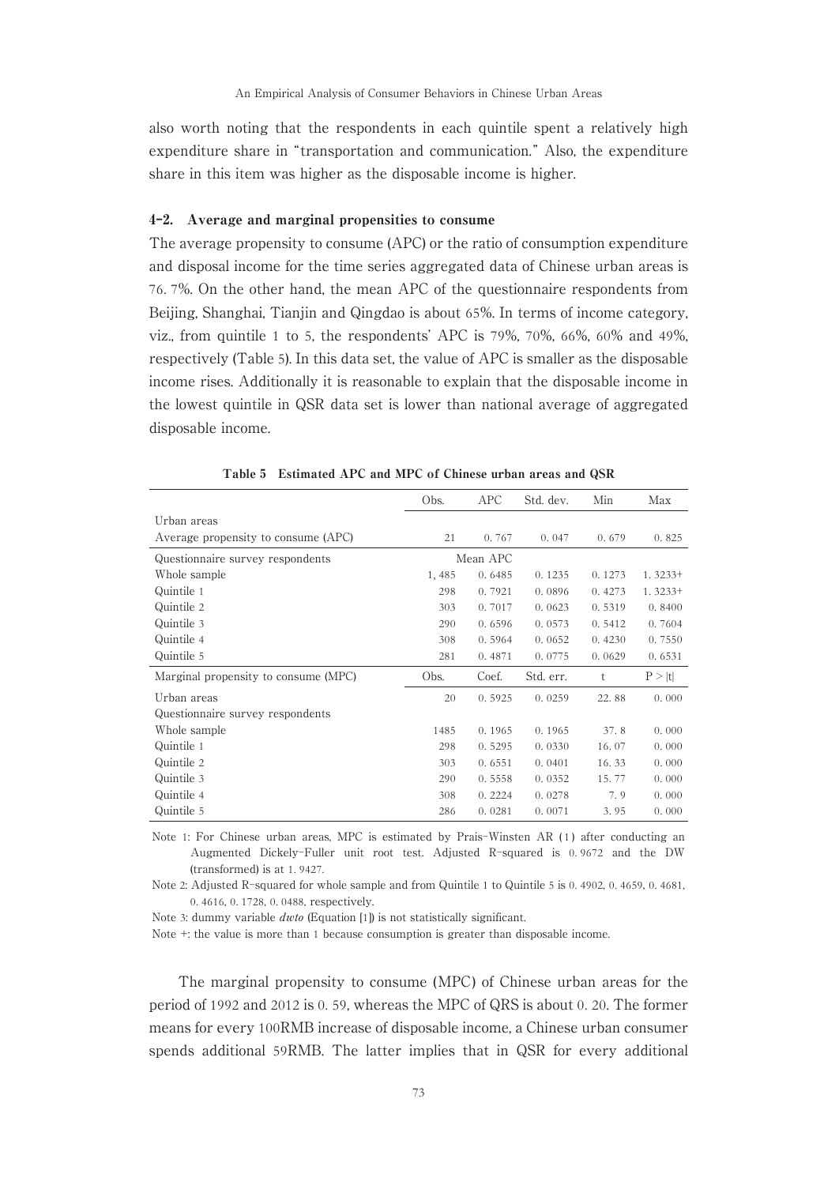also worth noting that the respondents in each quintile spent a relatively high expenditure share in "transportation and communication." Also, the expenditure share in this item was higher as the disposable income is higher.

### 4-2. Average and marginal propensities to consume

The average propensity to consume (APC) or the ratio of consumption expenditure and disposal income for the time series aggregated data of Chinese urban areas is 76.7%. On the other hand, the mean APC of the questionnaire respondents from Beijing, Shanghai, Tianjin and Qingdao is about 65%. In terms of income category, viz., from quintile 1 to 5, the respondents' APC is 79%, 70%, 66%, 60% and 49%, respectively (Table 5). In this data set, the value of APC is smaller as the disposable income rises. Additionally it is reasonable to explain that the disposable income in the lowest quintile in QSR data set is lower than national average of aggregated disposable income.

**Table 5 Estimated APC and MPC of Chinese urban areas and QSR**

| | Obs. | APC | Std. dev. | Min | Max |
|---|---|---|---|---|---|
| Urban areas | | | | | |
| Average propensity to consume (APC) | 21 | 0.767 | 0.047 | 0.679 | 0.825 |
| Questionnaire survey respondents | | Mean APC | | | |
| Whole sample | 1,485 | 0.6485 | 0.1235 | 0.1273 | 1.3233+ |
| Quintile 1 | 298 | 0.7921 | 0.0896 | 0.4273 | 1.3233+ |
| Quintile 2 | 303 | 0.7017 | 0.0623 | 0.5319 | 0.8400 |
| Quintile 3 | 290 | 0.6596 | 0.0573 | 0.5412 | 0.7604 |
| Quintile 4 | 308 | 0.5964 | 0.0652 | 0.4230 | 0.7550 |
| Quintile 5 | 281 | 0.4871 | 0.0775 | 0.0629 | 0.6531 |
| Marginal propensity to consume (MPC) | Obs. | Coef. | Std. err. | t | P > \|t\| |
| Urban areas | 20 | 0.5925 | 0.0259 | 22.88 | 0.000 |
| Questionnaire survey respondents | | | | | |
| Whole sample | 1485 | 0.1965 | 0.1965 | 37.8 | 0.000 |
| Quintile 1 | 298 | 0.5295 | 0.0330 | 16.07 | 0.000 |
| Quintile 2 | 303 | 0.6551 | 0.0401 | 16.33 | 0.000 |
| Quintile 3 | 290 | 0.5558 | 0.0352 | 15.77 | 0.000 |
| Quintile 4 | 308 | 0.2224 | 0.0278 | 7.9 | 0.000 |
| Quintile 5 | 286 | 0.0281 | 0.0071 | 3.95 | 0.000 |

Note 1: For Chinese urban areas, MPC is estimated by Prais-Winsten AR (1) after conducting an Augmented Dickely-Fuller unit root test. Adjusted R-squared is 0.9672 and the DW (transformed) is at 1.9427.

Note 2: Adjusted R-squared for whole sample and from Quintile 1 to Quintile 5 is 0.4902, 0.4659, 0.4681, 0.4616, 0.1728, 0.0488, respectively.

Note 3: dummy variable *dwto* (Equation [1]) is not statistically significant.

Note +: the value is more than 1 because consumption is greater than disposable income.

The marginal propensity to consume (MPC) of Chinese urban areas for the period of 1992 and 2012 is 0.59, whereas the MPC of QRS is about 0.20. The former means for every 100RMB increase of disposable income, a Chinese urban consumer spends additional 59RMB. The latter implies that in QSR for every additional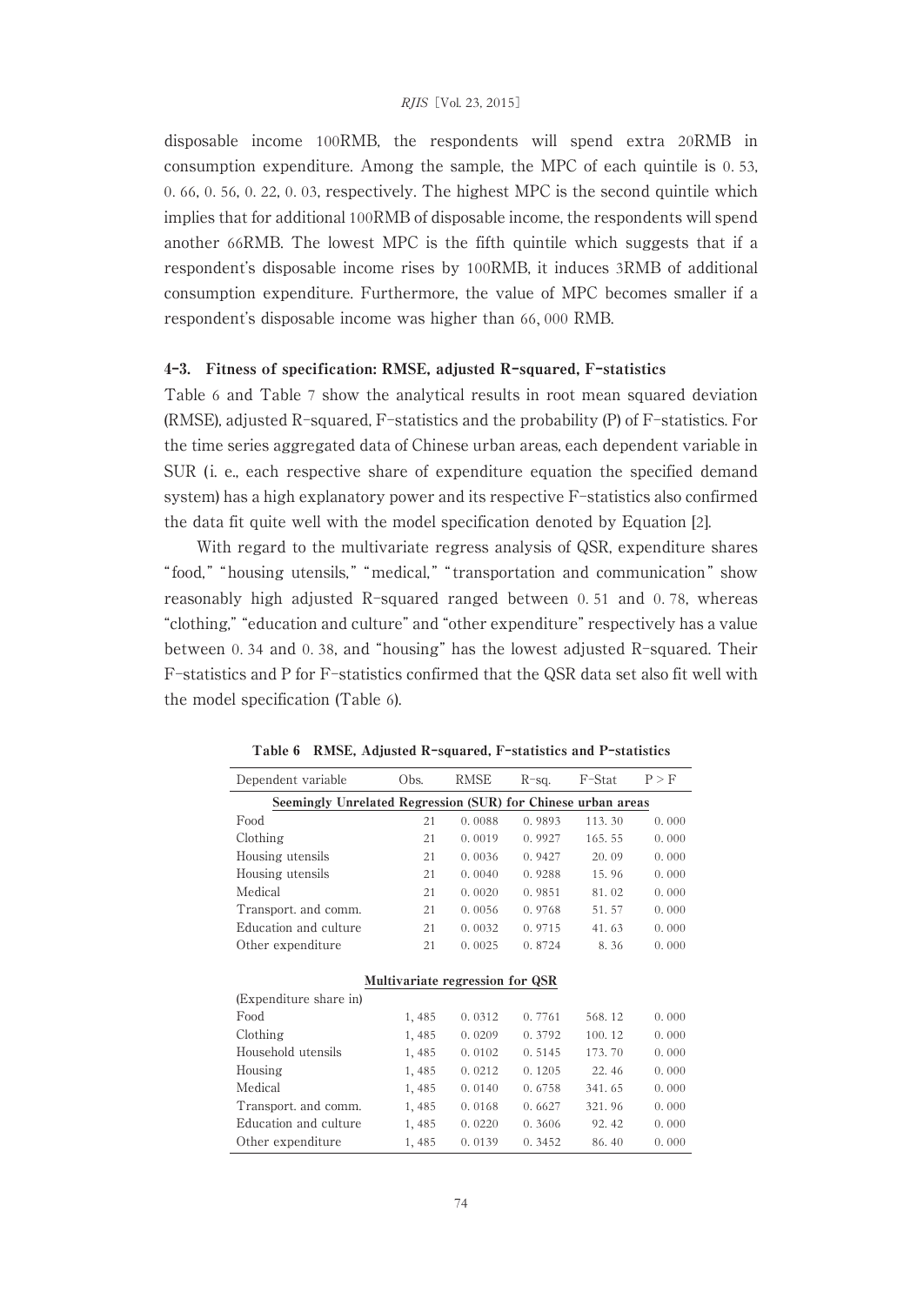disposable income 100RMB, the respondents will spend extra 20RMB in consumption expenditure. Among the sample, the MPC of each quintile is 0. 53, 0. 66, 0. 56, 0. 22, 0. 03, respectively. The highest MPC is the second quintile which implies that for additional 100RMB of disposable income, the respondents will spend another 66RMB. The lowest MPC is the fifth quintile which suggests that if a respondent's disposable income rises by 100RMB, it induces 3RMB of additional consumption expenditure. Furthermore, the value of MPC becomes smaller if a respondent's disposable income was higher than 66, 000 RMB.

### 4-3. Fitness of specification: RMSE, adjusted R-squared, F-statistics

Table 6 and Table 7 show the analytical results in root mean squared deviation (RMSE), adjusted R-squared, F-statistics and the probability (P) of F-statistics. For the time series aggregated data of Chinese urban areas, each dependent variable in SUR (i. e., each respective share of expenditure equation the specified demand system) has a high explanatory power and its respective F-statistics also confirmed the data fit quite well with the model specification denoted by Equation [2].

With regard to the multivariate regress analysis of QSR, expenditure shares "food," "housing utensils," "medical," "transportation and communication" show reasonably high adjusted R-squared ranged between 0. 51 and 0. 78, whereas "clothing," "education and culture" and "other expenditure" respectively has a value between 0. 34 and 0. 38, and "housing" has the lowest adjusted R-squared. Their F-statistics and P for F-statistics confirmed that the QSR data set also fit well with the model specification (Table 6).

**Table 6 RMSE, Adjusted R-squared, F-statistics and P-statistics**

| Dependent variable | Obs. | RMSE | R-sq. | F-Stat | P > F |
|---|---|---|---|---|---|
| **Seemingly Unrelated Regression (SUR) for Chinese urban areas** | | | | | |
| Food | 21 | 0. 0088 | 0. 9893 | 113. 30 | 0. 000 |
| Clothing | 21 | 0. 0019 | 0. 9927 | 165. 55 | 0. 000 |
| Housing utensils | 21 | 0. 0036 | 0. 9427 | 20. 09 | 0. 000 |
| Housing utensils | 21 | 0. 0040 | 0. 9288 | 15. 96 | 0. 000 |
| Medical | 21 | 0. 0020 | 0. 9851 | 81. 02 | 0. 000 |
| Transport. and comm. | 21 | 0. 0056 | 0. 9768 | 51. 57 | 0. 000 |
| Education and culture | 21 | 0. 0032 | 0. 9715 | 41. 63 | 0. 000 |
| Other expenditure | 21 | 0. 0025 | 0. 8724 | 8. 36 | 0. 000 |
| **Multivariate regression for QSR** | | | | | |
| (Expenditure share in) | | | | | |
| Food | 1, 485 | 0. 0312 | 0. 7761 | 568. 12 | 0. 000 |
| Clothing | 1, 485 | 0. 0209 | 0. 3792 | 100. 12 | 0. 000 |
| Household utensils | 1, 485 | 0. 0102 | 0. 5145 | 173. 70 | 0. 000 |
| Housing | 1, 485 | 0. 0212 | 0. 1205 | 22. 46 | 0. 000 |
| Medical | 1, 485 | 0. 0140 | 0. 6758 | 341. 65 | 0. 000 |
| Transport. and comm. | 1, 485 | 0. 0168 | 0. 6627 | 321. 96 | 0. 000 |
| Education and culture | 1, 485 | 0. 0220 | 0. 3606 | 92. 42 | 0. 000 |
| Other expenditure | 1, 485 | 0. 0139 | 0. 3452 | 86. 40 | 0. 000 |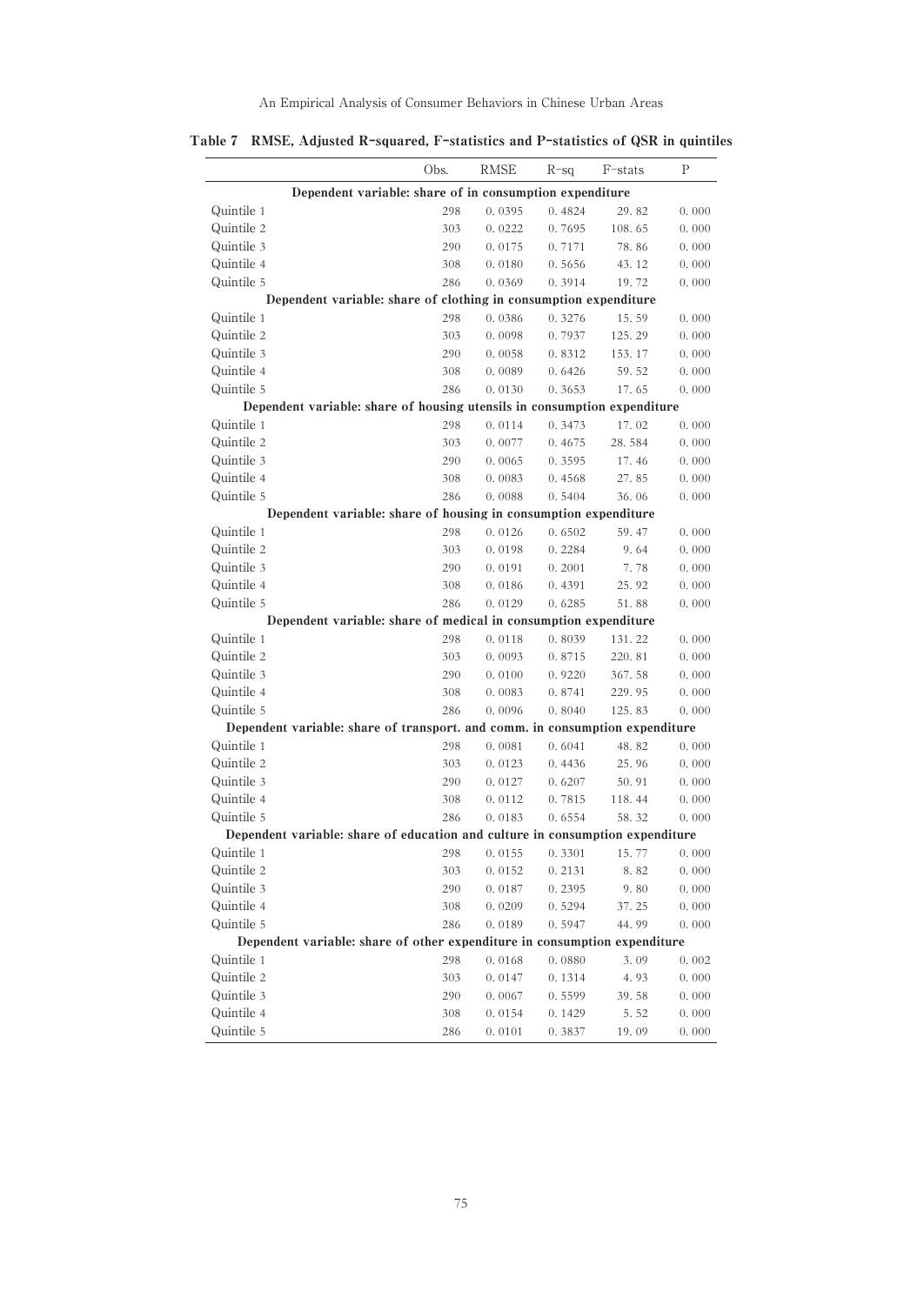**Table 7 RMSE, Adjusted R-squared, F-statistics and P-statistics of QSR in quintiles**

| | Obs. | RMSE | R-sq | F-stats | P |
|---|---|---|---|---|---|
| **Dependent variable: share of in consumption expenditure** | | | | | |
| Quintile 1 | 298 | 0.0395 | 0.4824 | 29.82 | 0.000 |
| Quintile 2 | 303 | 0.0222 | 0.7695 | 108.65 | 0.000 |
| Quintile 3 | 290 | 0.0175 | 0.7171 | 78.86 | 0.000 |
| Quintile 4 | 308 | 0.0180 | 0.5656 | 43.12 | 0.000 |
| Quintile 5 | 286 | 0.0369 | 0.3914 | 19.72 | 0.000 |
| **Dependent variable: share of clothing in consumption expenditure** | | | | | |
| Quintile 1 | 298 | 0.0386 | 0.3276 | 15.59 | 0.000 |
| Quintile 2 | 303 | 0.0098 | 0.7937 | 125.29 | 0.000 |
| Quintile 3 | 290 | 0.0058 | 0.8312 | 153.17 | 0.000 |
| Quintile 4 | 308 | 0.0089 | 0.6426 | 59.52 | 0.000 |
| Quintile 5 | 286 | 0.0130 | 0.3653 | 17.65 | 0.000 |
| **Dependent variable: share of housing utensils in consumption expenditure** | | | | | |
| Quintile 1 | 298 | 0.0114 | 0.3473 | 17.02 | 0.000 |
| Quintile 2 | 303 | 0.0077 | 0.4675 | 28.584 | 0.000 |
| Quintile 3 | 290 | 0.0065 | 0.3595 | 17.46 | 0.000 |
| Quintile 4 | 308 | 0.0083 | 0.4568 | 27.85 | 0.000 |
| Quintile 5 | 286 | 0.0088 | 0.5404 | 36.06 | 0.000 |
| **Dependent variable: share of housing in consumption expenditure** | | | | | |
| Quintile 1 | 298 | 0.0126 | 0.6502 | 59.47 | 0.000 |
| Quintile 2 | 303 | 0.0198 | 0.2284 | 9.64 | 0.000 |
| Quintile 3 | 290 | 0.0191 | 0.2001 | 7.78 | 0.000 |
| Quintile 4 | 308 | 0.0186 | 0.4391 | 25.92 | 0.000 |
| Quintile 5 | 286 | 0.0129 | 0.6285 | 51.88 | 0.000 |
| **Dependent variable: share of medical in consumption expenditure** | | | | | |
| Quintile 1 | 298 | 0.0118 | 0.8039 | 131.22 | 0.000 |
| Quintile 2 | 303 | 0.0093 | 0.8715 | 220.81 | 0.000 |
| Quintile 3 | 290 | 0.0100 | 0.9220 | 367.58 | 0.000 |
| Quintile 4 | 308 | 0.0083 | 0.8741 | 229.95 | 0.000 |
| Quintile 5 | 286 | 0.0096 | 0.8040 | 125.83 | 0.000 |
| **Dependent variable: share of transport. and comm. in consumption expenditure** | | | | | |
| Quintile 1 | 298 | 0.0081 | 0.6041 | 48.82 | 0.000 |
| Quintile 2 | 303 | 0.0123 | 0.4436 | 25.96 | 0.000 |
| Quintile 3 | 290 | 0.0127 | 0.6207 | 50.91 | 0.000 |
| Quintile 4 | 308 | 0.0112 | 0.7815 | 118.44 | 0.000 |
| Quintile 5 | 286 | 0.0183 | 0.6554 | 58.32 | 0.000 |
| **Dependent variable: share of education and culture in consumption expenditure** | | | | | |
| Quintile 1 | 298 | 0.0155 | 0.3301 | 15.77 | 0.000 |
| Quintile 2 | 303 | 0.0152 | 0.2131 | 8.82 | 0.000 |
| Quintile 3 | 290 | 0.0187 | 0.2395 | 9.80 | 0.000 |
| Quintile 4 | 308 | 0.0209 | 0.5294 | 37.25 | 0.000 |
| Quintile 5 | 286 | 0.0189 | 0.5947 | 44.99 | 0.000 |
| **Dependent variable: share of other expenditure in consumption expenditure** | | | | | |
| Quintile 1 | 298 | 0.0168 | 0.0880 | 3.09 | 0.002 |
| Quintile 2 | 303 | 0.0147 | 0.1314 | 4.93 | 0.000 |
| Quintile 3 | 290 | 0.0067 | 0.5599 | 39.58 | 0.000 |
| Quintile 4 | 308 | 0.0154 | 0.1429 | 5.52 | 0.000 |
| Quintile 5 | 286 | 0.0101 | 0.3837 | 19.09 | 0.000 |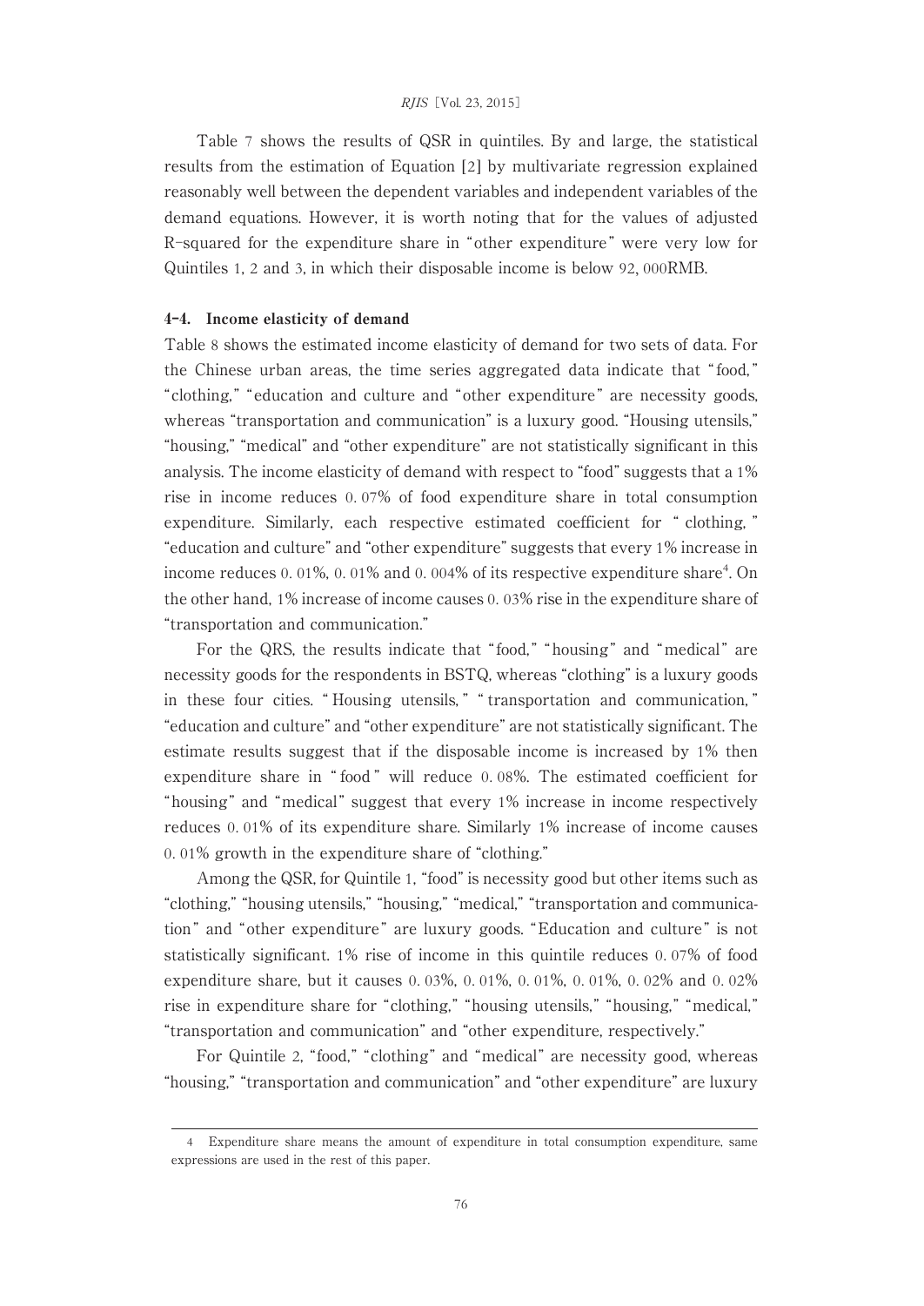Table 7 shows the results of QSR in quintiles. By and large, the statistical results from the estimation of Equation [2] by multivariate regression explained reasonably well between the dependent variables and independent variables of the demand equations. However, it is worth noting that for the values of adjusted R-squared for the expenditure share in "other expenditure" were very low for Quintiles 1, 2 and 3, in which their disposable income is below 92, 000RMB.

### 4-4. Income elasticity of demand

Table 8 shows the estimated income elasticity of demand for two sets of data. For the Chinese urban areas, the time series aggregated data indicate that "food," "clothing," "education and culture and "other expenditure" are necessity goods, whereas "transportation and communication" is a luxury good. "Housing utensils," "housing," "medical" and "other expenditure" are not statistically significant in this analysis. The income elasticity of demand with respect to "food" suggests that a 1% rise in income reduces 0. 07% of food expenditure share in total consumption expenditure. Similarly, each respective estimated coefficient for " clothing, " "education and culture" and "other expenditure" suggests that every 1% increase in income reduces 0. 01%, 0. 01% and 0. 004% of its respective expenditure share[4]. On the other hand, 1% increase of income causes 0. 03% rise in the expenditure share of "transportation and communication."

For the QRS, the results indicate that "food," "housing" and "medical" are necessity goods for the respondents in BSTQ, whereas "clothing" is a luxury goods in these four cities. " Housing utensils, " " transportation and communication, " "education and culture" and "other expenditure" are not statistically significant. The estimate results suggest that if the disposable income is increased by 1% then expenditure share in " food " will reduce 0. 08%. The estimated coefficient for "housing" and "medical" suggest that every 1% increase in income respectively reduces 0. 01% of its expenditure share. Similarly 1% increase of income causes 0. 01% growth in the expenditure share of "clothing."

Among the QSR, for Quintile 1, "food" is necessity good but other items such as "clothing," "housing utensils," "housing," "medical," "transportation and communication" and "other expenditure" are luxury goods. "Education and culture" is not statistically significant. 1% rise of income in this quintile reduces 0. 07% of food expenditure share, but it causes 0. 03%, 0. 01%, 0. 01%, 0. 01%, 0. 02% and 0. 02% rise in expenditure share for "clothing," "housing utensils," "housing," "medical," "transportation and communication" and "other expenditure, respectively."

For Quintile 2, "food," "clothing" and "medical" are necessity good, whereas "housing," "transportation and communication" and "other expenditure" are luxury

---

4 Expenditure share means the amount of expenditure in total consumption expenditure, same expressions are used in the rest of this paper.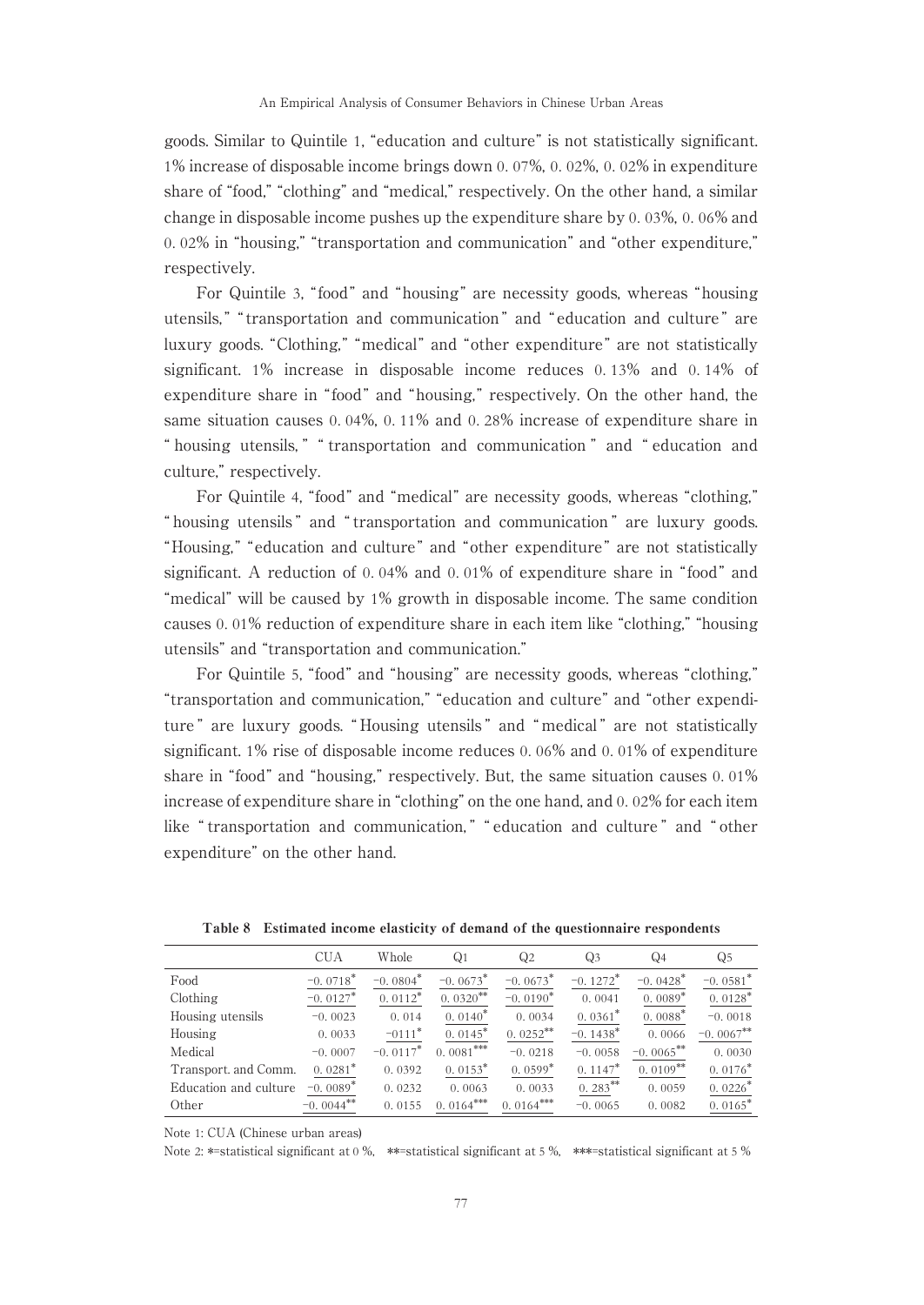goods. Similar to Quintile 1, "education and culture" is not statistically significant. 1% increase of disposable income brings down 0. 07%, 0. 02%, 0. 02% in expenditure share of "food," "clothing" and "medical," respectively. On the other hand, a similar change in disposable income pushes up the expenditure share by 0. 03%, 0. 06% and 0. 02% in "housing," "transportation and communication" and "other expenditure," respectively.

For Quintile 3, "food" and "housing" are necessity goods, whereas "housing utensils," "transportation and communication" and "education and culture" are luxury goods. "Clothing," "medical" and "other expenditure" are not statistically significant. 1% increase in disposable income reduces 0. 13% and 0. 14% of expenditure share in "food" and "housing," respectively. On the other hand, the same situation causes 0. 04%, 0. 11% and 0. 28% increase of expenditure share in "housing utensils," "transportation and communication" and "education and culture," respectively.

For Quintile 4, "food" and "medical" are necessity goods, whereas "clothing," "housing utensils" and "transportation and communication" are luxury goods. "Housing," "education and culture" and "other expenditure" are not statistically significant. A reduction of 0. 04% and 0. 01% of expenditure share in "food" and "medical" will be caused by 1% growth in disposable income. The same condition causes 0. 01% reduction of expenditure share in each item like "clothing," "housing utensils" and "transportation and communication."

For Quintile 5, "food" and "housing" are necessity goods, whereas "clothing," "transportation and communication," "education and culture" and "other expenditure" are luxury goods. "Housing utensils" and "medical" are not statistically significant. 1% rise of disposable income reduces 0. 06% and 0. 01% of expenditure share in "food" and "housing," respectively. But, the same situation causes 0. 01% increase of expenditure share in "clothing" on the one hand, and 0. 02% for each item like "transportation and communication," "education and culture" and "other expenditure" on the other hand.

**Table 8 Estimated income elasticity of demand of the questionnaire respondents**

| | CUA | Whole | Q1 | Q2 | Q3 | Q4 | Q5 |
|---|---|---|---|---|---|---|---|
| Food | −0. 0718* | −0. 0804* | −0. 0673* | −0. 0673* | −0. 1272* | −0. 0428* | −0. 0581* |
| Clothing | −0. 0127* | 0. 0112* | 0. 0320** | −0. 0190* | 0. 0041 | 0. 0089* | 0. 0128* |
| Housing utensils | −0. 0023 | 0. 014 | 0. 0140* | 0. 0034 | 0. 0361* | 0. 0088* | −0. 0018 |
| Housing | 0. 0033 | −0111* | 0. 0145* | 0. 0252** | −0. 1438* | 0. 0066 | −0. 0067** |
| Medical | −0. 0007 | −0. 0117* | 0. 0081*** | −0. 0218 | −0. 0058 | −0. 0065** | 0. 0030 |
| Transport. and Comm. | 0. 0281* | 0. 0392 | 0. 0153* | 0. 0599* | 0. 1147* | 0. 0109** | 0. 0176* |
| Education and culture | −0. 0089* | 0. 0232 | 0. 0063 | 0. 0033 | 0. 283** | 0. 0059 | 0. 0226* |
| Other | −0. 0044** | 0. 0155 | 0. 0164*** | 0. 0164*** | −0. 0065 | 0. 0082 | 0. 0165* |

Note 1: CUA (Chinese urban areas)

Note 2: *=statistical significant at 0 %, **=statistical significant at 5 %, ***=statistical significant at 5 %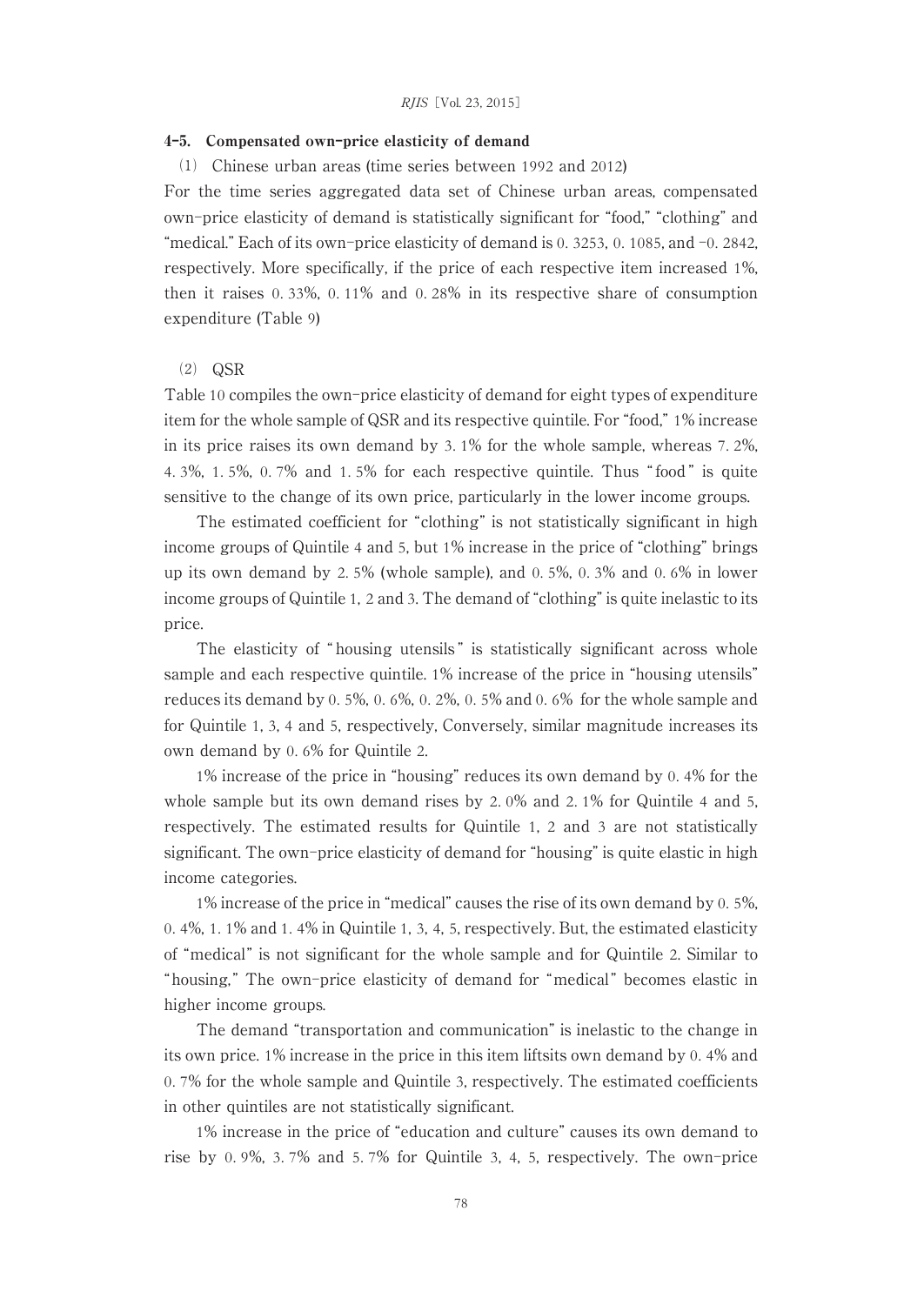### 4-5. Compensated own-price elasticity of demand

(1) Chinese urban areas (time series between 1992 and 2012)

For the time series aggregated data set of Chinese urban areas, compensated own-price elasticity of demand is statistically significant for "food," "clothing" and "medical." Each of its own-price elasticity of demand is 0. 3253, 0. 1085, and −0. 2842, respectively. More specifically, if the price of each respective item increased 1%, then it raises 0. 33%, 0. 11% and 0. 28% in its respective share of consumption expenditure (Table 9)

(2) QSR

Table 10 compiles the own-price elasticity of demand for eight types of expenditure item for the whole sample of QSR and its respective quintile. For "food," 1% increase in its price raises its own demand by 3. 1% for the whole sample, whereas 7. 2%, 4. 3%, 1. 5%, 0. 7% and 1. 5% for each respective quintile. Thus "food" is quite sensitive to the change of its own price, particularly in the lower income groups.

The estimated coefficient for "clothing" is not statistically significant in high income groups of Quintile 4 and 5, but 1% increase in the price of "clothing" brings up its own demand by 2. 5% (whole sample), and 0. 5%, 0. 3% and 0. 6% in lower income groups of Quintile 1, 2 and 3. The demand of "clothing" is quite inelastic to its price.

The elasticity of "housing utensils" is statistically significant across whole sample and each respective quintile. 1% increase of the price in "housing utensils" reduces its demand by 0. 5%, 0. 6%, 0. 2%, 0. 5% and 0. 6% for the whole sample and for Quintile 1, 3, 4 and 5, respectively, Conversely, similar magnitude increases its own demand by 0. 6% for Quintile 2.

1% increase of the price in "housing" reduces its own demand by 0. 4% for the whole sample but its own demand rises by 2. 0% and 2. 1% for Quintile 4 and 5, respectively. The estimated results for Quintile 1, 2 and 3 are not statistically significant. The own-price elasticity of demand for "housing" is quite elastic in high income categories.

1% increase of the price in "medical" causes the rise of its own demand by 0. 5%, 0. 4%, 1. 1% and 1. 4% in Quintile 1, 3, 4, 5, respectively. But, the estimated elasticity of "medical" is not significant for the whole sample and for Quintile 2. Similar to "housing," The own-price elasticity of demand for "medical" becomes elastic in higher income groups.

The demand "transportation and communication" is inelastic to the change in its own price. 1% increase in the price in this item liftsits own demand by 0. 4% and 0. 7% for the whole sample and Quintile 3, respectively. The estimated coefficients in other quintiles are not statistically significant.

1% increase in the price of "education and culture" causes its own demand to rise by 0. 9%, 3. 7% and 5. 7% for Quintile 3, 4, 5, respectively. The own-price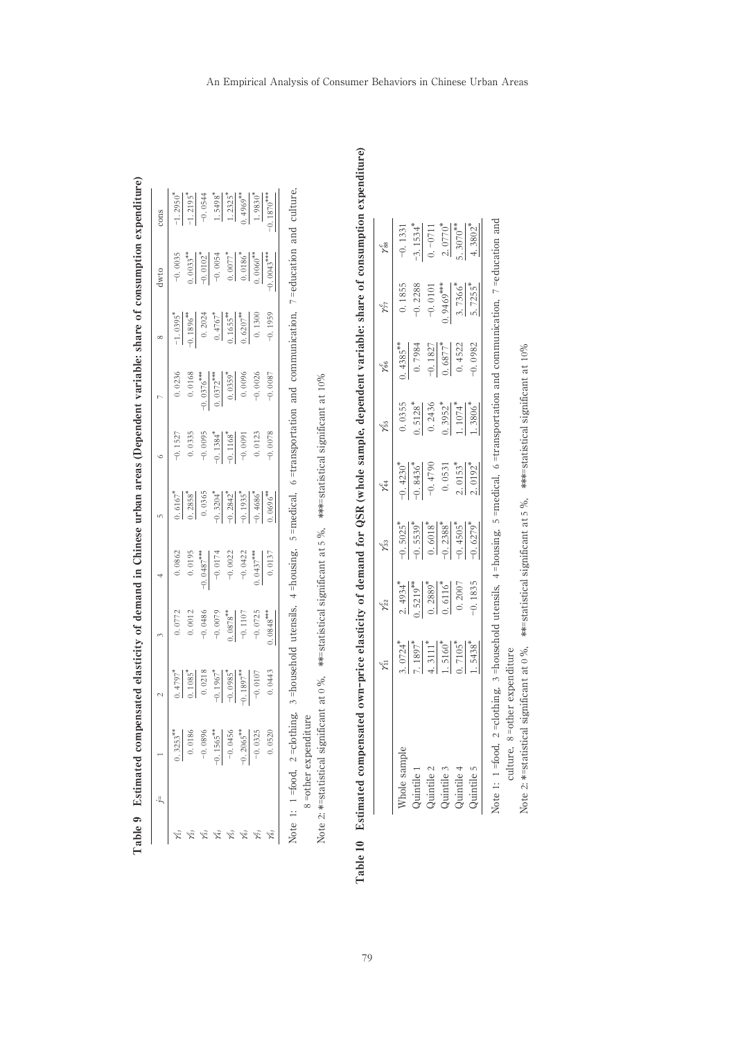**Table 9　Estimated compensated elasticity of demand in Chinese urban areas (Dependent variable: share of consumption expenditure)**

| $j=$ | 1 | 2 | 3 | 4 | 5 | 6 | 7 | 8 | dwto | cons |
|---|---|---|---|---|---|---|---|---|---|---|
| $\gamma^c_{1j}$ | 0.3253** | 0.4797* | 0.0772 | 0.0862 | 0.616* | -0.1527 | 0.0236 | -1.0395* | -0.0035 | -1.2950* |
| $\gamma^c_{2j}$ | 0.0186 | 0.1085* | 0.0012 | 0.0195 | 0.2858* | 0.0335 | 0.0168 | -0.1896** | 0.0033** | -1.2195* |
| $\gamma^c_{3j}$ | -0.0896 | 0.0218 | -0.0486 | -0.0487*** | 0.0365 | -0.0095 | -0.0376*** | 0.2024 | -0.0102* | -0.0544 |
| $\gamma^c_{4j}$ | -0.1565** | -0.1967* | -0.0079 | -0.0174 | -0.3204* | -0.1384* | 0.0372*** | 0.4767* | -0.0054 | 1.5498* |
| $\gamma^c_{5j}$ | -0.0456 | -0.0985* | 0.0878** | -0.0022 | -0.2842* | -0.1168* | 0.0359* | 0.1655** | 0.0077* | 1.2325* |
| $\gamma^c_{6j}$ | -0.2065** | -0.1897** | -0.1107 | -0.0422 | -0.1935* | -0.0091 | 0.0096 | 0.6207** | 0.0186* | 0.4969** |
| $\gamma^c_{7j}$ | -0.0325 | -0.0107 | -0.0725 | 0.0437*** | -0.4686* | 0.0123 | -0.0026 | 0.1300 | 0.0060** | 1.9830* |
| $\gamma^c_{8j}$ | 0.0520 | 0.0443 | 0.0848*** | 0.0137 | 0.0696** | -0.0078 | -0.0087 | -0.1959 | -0.0043*** | -0.1870*** |

Note 1: 1 =food, 2 =clothing, 3 =household utensils, 4 =housing, 5 =medical, 6 =transportation and communication, 7 =education and culture, 8 =other expenditure

Note 2: *=statistical significant at 0 %, **=statistical significant at 5 %, ***=statistical significant at 10%

**Table 10　Estimated compensated own-price elasticity of demand for QSR (whole sample, dependent variable: share of consumption expenditure)**

| | $\gamma^c_{11}$ | $\gamma^c_{22}$ | $\gamma^c_{33}$ | $\gamma^c_{44}$ | $\gamma^c_{55}$ | $\gamma^c_{66}$ | $\gamma^c_{77}$ | $\gamma^c_{88}$ |
|---|---|---|---|---|---|---|---|---|
| Whole sample | 3.0724* | 2.4934* | -0.5025* | -0.4230* | 0.0355 | 0.4385** | 0.1855 | -0.1331 |
| Quintile 1 | 7.1897* | 0.5219** | -0.5539* | -0.8436* | 0.5128* | 0.7984 | -0.2288 | -3.1534* |
| Quintile 2 | 4.3111* | 0.2889* | 0.6018* | -0.4790 | 0.2436 | -0.1827 | -0.0101 | 0.-0711 |
| Quintile 3 | 1.5160* | 0.6116* | -0.2388* | 0.0531 | 0.3952* | 0.6877* | 0.9469*** | 2.0770* |
| Quintile 4 | 0.7105* | 0.2007 | -0.4505* | 2.0153* | 1.1074* | 0.4522 | 3.7366* | 5.3070** |
| Quintile 5 | 1.5438* | -0.1835 | -0.6279* | 2.0192* | 1.3806* | -0.0982 | 5.7255* | 4.3802* |

Note 1: 1 =food, 2 =clothing, 3 =household utensils, 4 =housing, 5 =medical, 6 =transportation and communication, 7 =education and culture, 8 =other expenditure

Note 2: *=statistical significant at 0 %, **=statistical significant at 5 %, ***=statistical significant at 10%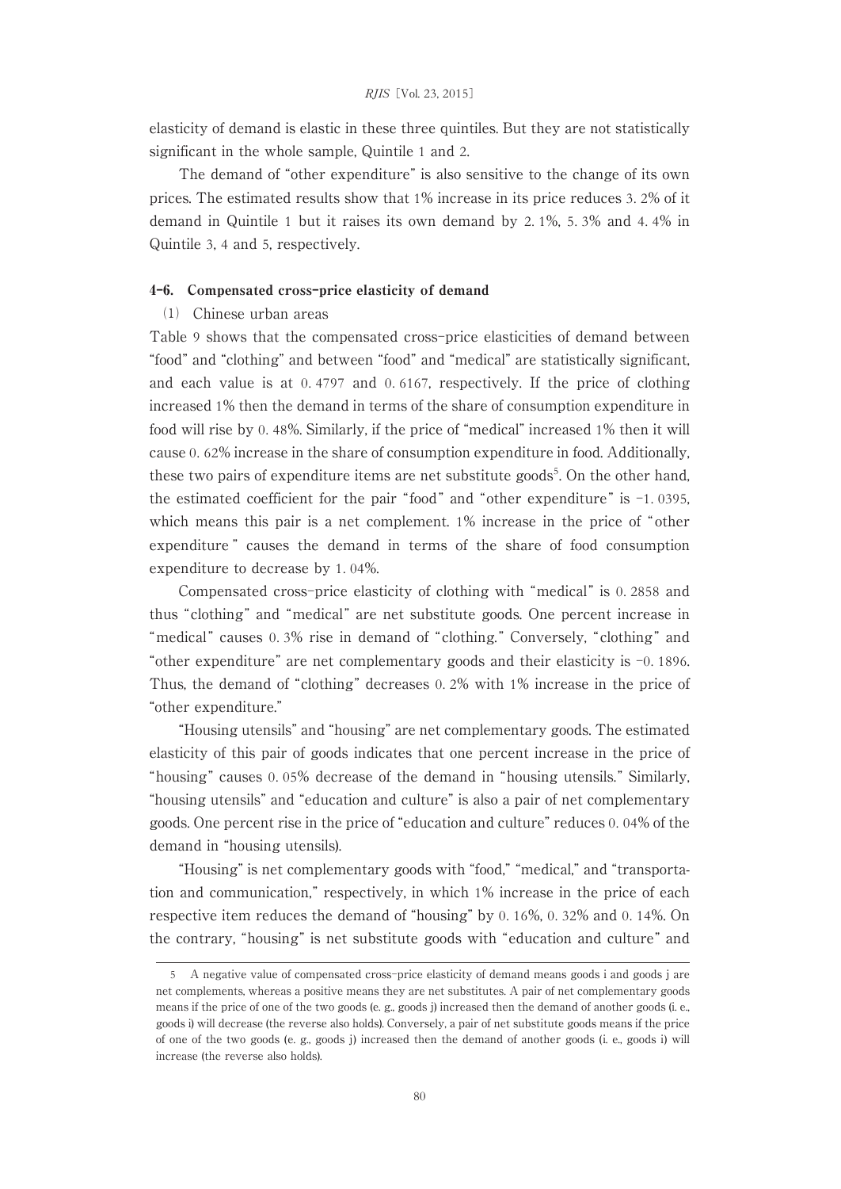elasticity of demand is elastic in these three quintiles. But they are not statistically significant in the whole sample, Quintile 1 and 2.

The demand of "other expenditure" is also sensitive to the change of its own prices. The estimated results show that 1% increase in its price reduces 3.2% of it demand in Quintile 1 but it raises its own demand by 2.1%, 5.3% and 4.4% in Quintile 3, 4 and 5, respectively.

### 4-6. Compensated cross-price elasticity of demand

(1) Chinese urban areas

Table 9 shows that the compensated cross-price elasticities of demand between "food" and "clothing" and between "food" and "medical" are statistically significant, and each value is at 0.4797 and 0.6167, respectively. If the price of clothing increased 1% then the demand in terms of the share of consumption expenditure in food will rise by 0.48%. Similarly, if the price of "medical" increased 1% then it will cause 0.62% increase in the share of consumption expenditure in food. Additionally, these two pairs of expenditure items are net substitute goods[5]. On the other hand, the estimated coefficient for the pair "food" and "other expenditure" is -1.0395, which means this pair is a net complement. 1% increase in the price of "other expenditure" causes the demand in terms of the share of food consumption expenditure to decrease by 1.04%.

Compensated cross-price elasticity of clothing with "medical" is 0.2858 and thus "clothing" and "medical" are net substitute goods. One percent increase in "medical" causes 0.3% rise in demand of "clothing." Conversely, "clothing" and "other expenditure" are net complementary goods and their elasticity is -0.1896. Thus, the demand of "clothing" decreases 0.2% with 1% increase in the price of "other expenditure."

"Housing utensils" and "housing" are net complementary goods. The estimated elasticity of this pair of goods indicates that one percent increase in the price of "housing" causes 0.05% decrease of the demand in "housing utensils." Similarly, "housing utensils" and "education and culture" is also a pair of net complementary goods. One percent rise in the price of "education and culture" reduces 0.04% of the demand in "housing utensils).

"Housing" is net complementary goods with "food," "medical," and "transportation and communication," respectively, in which 1% increase in the price of each respective item reduces the demand of "housing" by 0.16%, 0.32% and 0.14%. On the contrary, "housing" is net substitute goods with "education and culture" and

---

5 A negative value of compensated cross-price elasticity of demand means goods i and goods j are net complements, whereas a positive means they are net substitutes. A pair of net complementary goods means if the price of one of the two goods (e. g., goods j) increased then the demand of another goods (i. e., goods i) will decrease (the reverse also holds). Conversely, a pair of net substitute goods means if the price of one of the two goods (e. g., goods j) increased then the demand of another goods (i. e., goods i) will increase (the reverse also holds).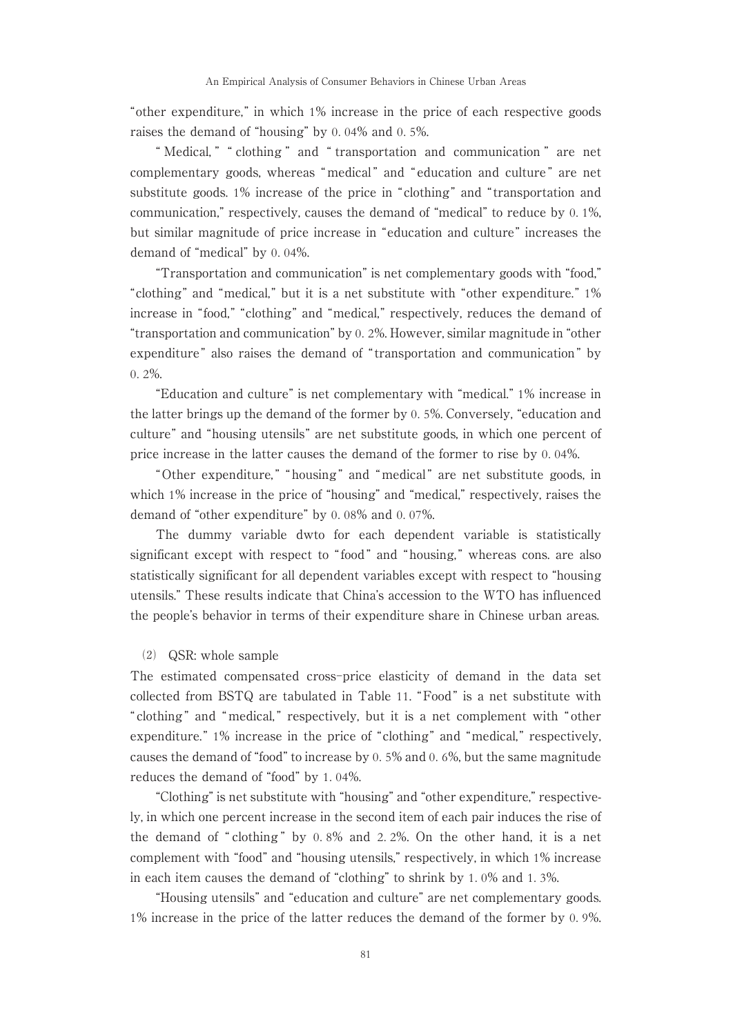"other expenditure," in which 1% increase in the price of each respective goods raises the demand of "housing" by 0. 04% and 0. 5%.

"Medical," "clothing" and "transportation and communication" are net complementary goods, whereas "medical" and "education and culture" are net substitute goods. 1% increase of the price in "clothing" and "transportation and communication," respectively, causes the demand of "medical" to reduce by 0. 1%, but similar magnitude of price increase in "education and culture" increases the demand of "medical" by 0. 04%.

"Transportation and communication" is net complementary goods with "food," "clothing" and "medical," but it is a net substitute with "other expenditure." 1% increase in "food," "clothing" and "medical," respectively, reduces the demand of "transportation and communication" by 0. 2%. However, similar magnitude in "other expenditure" also raises the demand of "transportation and communication" by 0. 2%.

"Education and culture" is net complementary with "medical." 1% increase in the latter brings up the demand of the former by 0. 5%. Conversely, "education and culture" and "housing utensils" are net substitute goods, in which one percent of price increase in the latter causes the demand of the former to rise by 0. 04%.

"Other expenditure," "housing" and "medical" are net substitute goods, in which 1% increase in the price of "housing" and "medical," respectively, raises the demand of "other expenditure" by 0. 08% and 0. 07%.

The dummy variable dwto for each dependent variable is statistically significant except with respect to "food" and "housing," whereas cons. are also statistically significant for all dependent variables except with respect to "housing utensils." These results indicate that China's accession to the WTO has influenced the people's behavior in terms of their expenditure share in Chinese urban areas.

(2) QSR: whole sample

The estimated compensated cross-price elasticity of demand in the data set collected from BSTQ are tabulated in Table 11. "Food" is a net substitute with "clothing" and "medical," respectively, but it is a net complement with "other expenditure." 1% increase in the price of "clothing" and "medical," respectively, causes the demand of "food" to increase by 0. 5% and 0. 6%, but the same magnitude reduces the demand of "food" by 1. 04%.

"Clothing" is net substitute with "housing" and "other expenditure," respectively, in which one percent increase in the second item of each pair induces the rise of the demand of "clothing" by 0. 8% and 2. 2%. On the other hand, it is a net complement with "food" and "housing utensils," respectively, in which 1% increase in each item causes the demand of "clothing" to shrink by 1. 0% and 1. 3%.

"Housing utensils" and "education and culture" are net complementary goods. 1% increase in the price of the latter reduces the demand of the former by 0. 9%.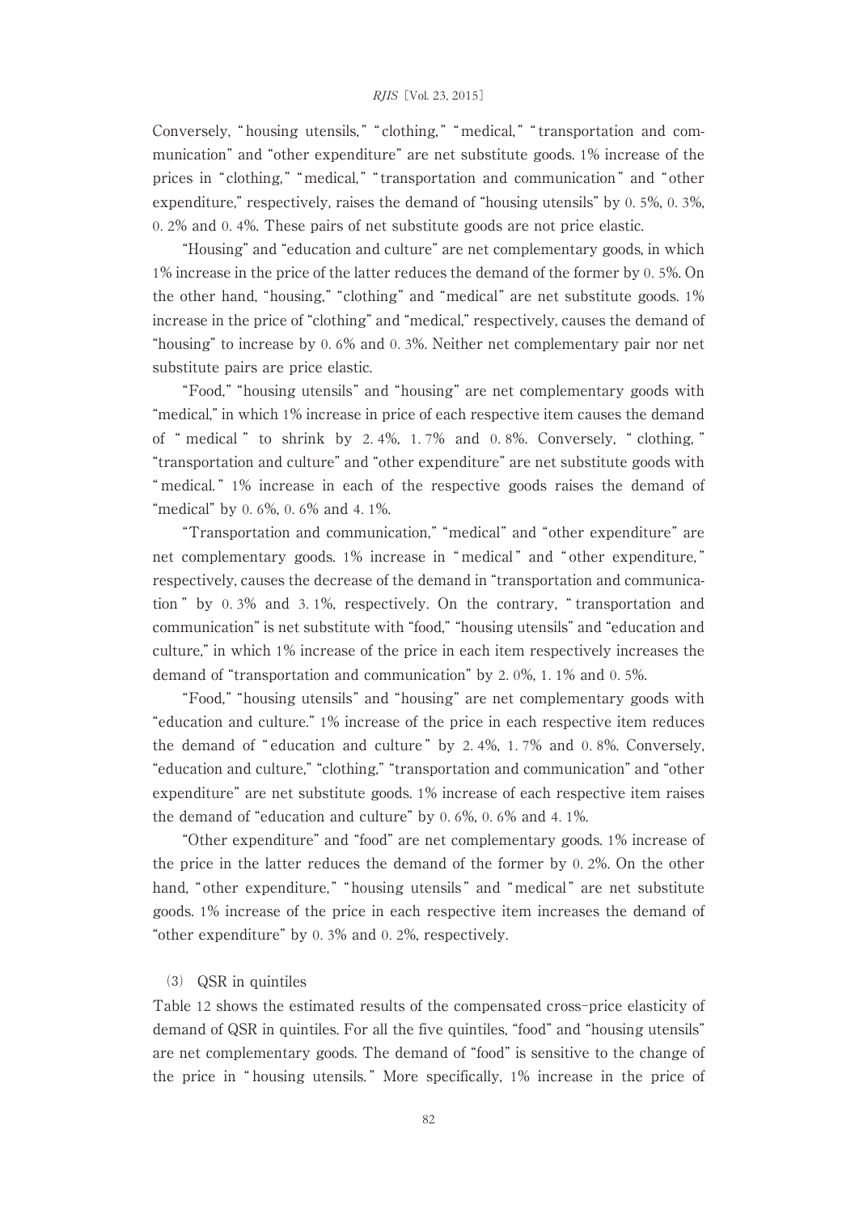Conversely, "housing utensils," "clothing," "medical," "transportation and communication" and "other expenditure" are net substitute goods. 1% increase of the prices in "clothing," "medical," "transportation and communication" and "other expenditure," respectively, raises the demand of "housing utensils" by 0.5%, 0.3%, 0.2% and 0.4%. These pairs of net substitute goods are not price elastic.

"Housing" and "education and culture" are net complementary goods, in which 1% increase in the price of the latter reduces the demand of the former by 0.5%. On the other hand, "housing," "clothing" and "medical" are net substitute goods. 1% increase in the price of "clothing" and "medical," respectively, causes the demand of "housing" to increase by 0.6% and 0.3%. Neither net complementary pair nor net substitute pairs are price elastic.

"Food," "housing utensils" and "housing" are net complementary goods with "medical," in which 1% increase in price of each respective item causes the demand of "medical" to shrink by 2.4%, 1.7% and 0.8%. Conversely, "clothing," "transportation and culture" and "other expenditure" are net substitute goods with "medical." 1% increase in each of the respective goods raises the demand of "medical" by 0.6%, 0.6% and 4.1%.

"Transportation and communication," "medical" and "other expenditure" are net complementary goods. 1% increase in "medical" and "other expenditure," respectively, causes the decrease of the demand in "transportation and communication" by 0.3% and 3.1%, respectively. On the contrary, "transportation and communication" is net substitute with "food," "housing utensils" and "education and culture," in which 1% increase of the price in each item respectively increases the demand of "transportation and communication" by 2.0%, 1.1% and 0.5%.

"Food," "housing utensils" and "housing" are net complementary goods with "education and culture." 1% increase of the price in each respective item reduces the demand of "education and culture" by 2.4%, 1.7% and 0.8%. Conversely, "education and culture," "clothing," "transportation and communication" and "other expenditure" are net substitute goods. 1% increase of each respective item raises the demand of "education and culture" by 0.6%, 0.6% and 4.1%.

"Other expenditure" and "food" are net complementary goods. 1% increase of the price in the latter reduces the demand of the former by 0.2%. On the other hand, "other expenditure," "housing utensils" and "medical" are net substitute goods. 1% increase of the price in each respective item increases the demand of "other expenditure" by 0.3% and 0.2%, respectively.

### (3) QSR in quintiles

Table 12 shows the estimated results of the compensated cross-price elasticity of demand of QSR in quintiles. For all the five quintiles, "food" and "housing utensils" are net complementary goods. The demand of "food" is sensitive to the change of the price in "housing utensils." More specifically, 1% increase in the price of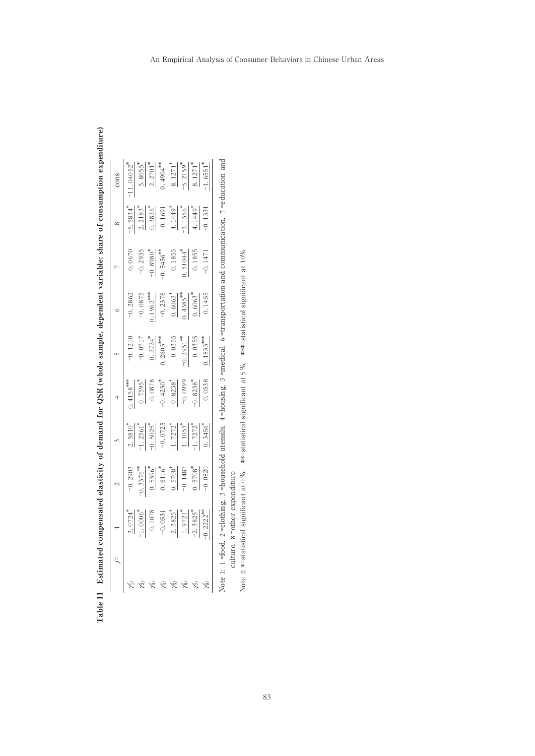**Table 11 Estimated compensated elasticity of demand for QSR (whole sample, dependent variable: share of consumption expenditure)**

| $j=$ | 1 | 2 | 3 | 4 | 5 | 6 | 7 | 8 | cons |
|---|---|---|---|---|---|---|---|---|---|
| $\gamma^c_{1j}$ | 3.0724* | −0.2903 | 2.5810* | 0.4158*** | −0.1210 | −0.2862 | 0.0670 | −5.5834* | −11.04052* |
| $\gamma^c_{2j}$ | −1.0006* | −0.3376** | −1.2561* | 0.7595* | −0.0717 | −0.0875 | −0.2935 | 2.2183* | 5.8055* |
| $\gamma^c_{3j}$ | 0.1078 | 0.5396* | −0.5025* | 0.0878 | 0.2724* | 0.1962*** | −0.8980* | 0.3826* | 2.2701* |
| $\gamma^c_{4j}$ | −0.0531 | 0.6116* | −0.0725 | −0.4230* | 0.2603*** | −0.2378 | −0.5456** | 0.1691 | 0.4904** |
| $\gamma^c_{5j}$ | −2.3825* | 0.5708* | −1.7272* | −0.8238* | 0.0355 | 0.6063* | 0.1855 | 4.1449* | 8.1271* |
| $\gamma^c_{6j}$ | 1.9721* | −0.1487 | 1.1053* | −0.0999 | −0.2951** | 0.4385** | 0.51044* | −3.1356* | −5.2159* |
| $\gamma^c_{7j}$ | −2.3825* | 0.5708* | −1.7272* | −0.8238* | 0.0355 | 0.6063* | 0.1855 | 4.1449* | 8.1271* |
| $\gamma^c_{8j}$ | −0.2222** | −0.0820 | 0.3456* | 0.0538 | 0.1833*** | 0.1455 | −0.1471 | −0.1331 | −1.6551* |

Note 1: 1 =food, 2 =clothing, 3 =household utensils, 4 =housing, 5 =medical, 6 =transportation and communication, 7 =education and culture, 8 =other expenditure

Note 2: *=statistical significant at 0 %, **=statistical significant at 5 %, ***=statistical significant at 10%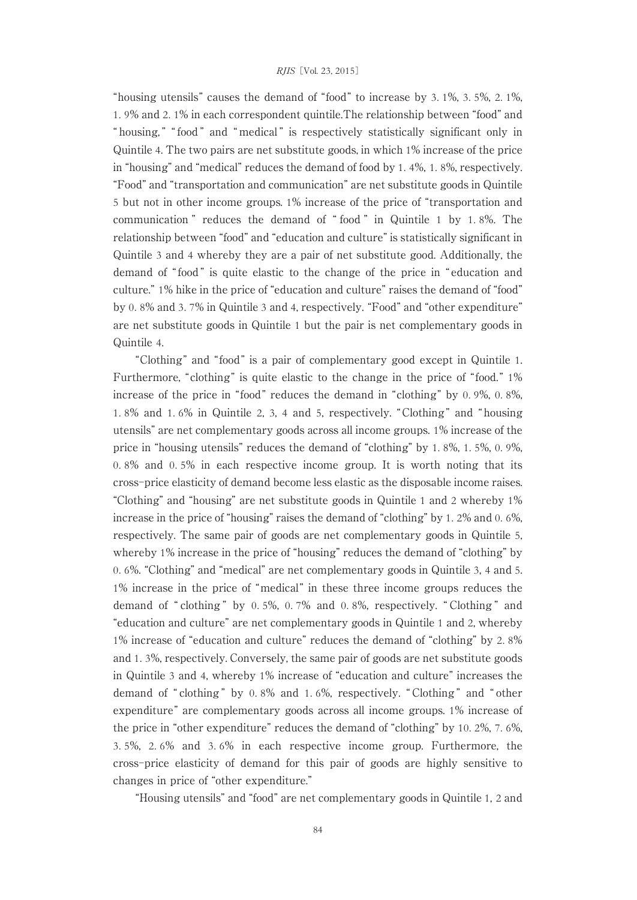"housing utensils" causes the demand of "food" to increase by 3. 1%, 3. 5%, 2. 1%, 1. 9% and 2. 1% in each correspondent quintile.The relationship between "food" and "housing," "food" and "medical" is respectively statistically significant only in Quintile 4. The two pairs are net substitute goods, in which 1% increase of the price in "housing" and "medical" reduces the demand of food by 1. 4%, 1. 8%, respectively. "Food" and "transportation and communication" are net substitute goods in Quintile 5 but not in other income groups. 1% increase of the price of "transportation and communication" reduces the demand of "food" in Quintile 1 by 1. 8%. The relationship between "food" and "education and culture" is statistically significant in Quintile 3 and 4 whereby they are a pair of net substitute good. Additionally, the demand of "food" is quite elastic to the change of the price in "education and culture." 1% hike in the price of "education and culture" raises the demand of "food" by 0. 8% and 3. 7% in Quintile 3 and 4, respectively. "Food" and "other expenditure" are net substitute goods in Quintile 1 but the pair is net complementary goods in Quintile 4.

"Clothing" and "food" is a pair of complementary good except in Quintile 1. Furthermore, "clothing" is quite elastic to the change in the price of "food." 1% increase of the price in "food" reduces the demand in "clothing" by 0. 9%, 0. 8%, 1. 8% and 1. 6% in Quintile 2, 3, 4 and 5, respectively. "Clothing" and "housing utensils" are net complementary goods across all income groups. 1% increase of the price in "housing utensils" reduces the demand of "clothing" by 1. 8%, 1. 5%, 0. 9%, 0. 8% and 0. 5% in each respective income group. It is worth noting that its cross-price elasticity of demand become less elastic as the disposable income raises. "Clothing" and "housing" are net substitute goods in Quintile 1 and 2 whereby 1% increase in the price of "housing" raises the demand of "clothing" by 1. 2% and 0. 6%, respectively. The same pair of goods are net complementary goods in Quintile 5, whereby 1% increase in the price of "housing" reduces the demand of "clothing" by 0. 6%. "Clothing" and "medical" are net complementary goods in Quintile 3, 4 and 5. 1% increase in the price of "medical" in these three income groups reduces the demand of "clothing" by 0. 5%, 0. 7% and 0. 8%, respectively. "Clothing" and "education and culture" are net complementary goods in Quintile 1 and 2, whereby 1% increase of "education and culture" reduces the demand of "clothing" by 2. 8% and 1. 3%, respectively. Conversely, the same pair of goods are net substitute goods in Quintile 3 and 4, whereby 1% increase of "education and culture" increases the demand of "clothing" by 0. 8% and 1. 6%, respectively. "Clothing" and "other expenditure" are complementary goods across all income groups. 1% increase of the price in "other expenditure" reduces the demand of "clothing" by 10. 2%, 7. 6%, 3. 5%, 2. 6% and 3. 6% in each respective income group. Furthermore, the cross-price elasticity of demand for this pair of goods are highly sensitive to changes in price of "other expenditure."

"Housing utensils" and "food" are net complementary goods in Quintile 1, 2 and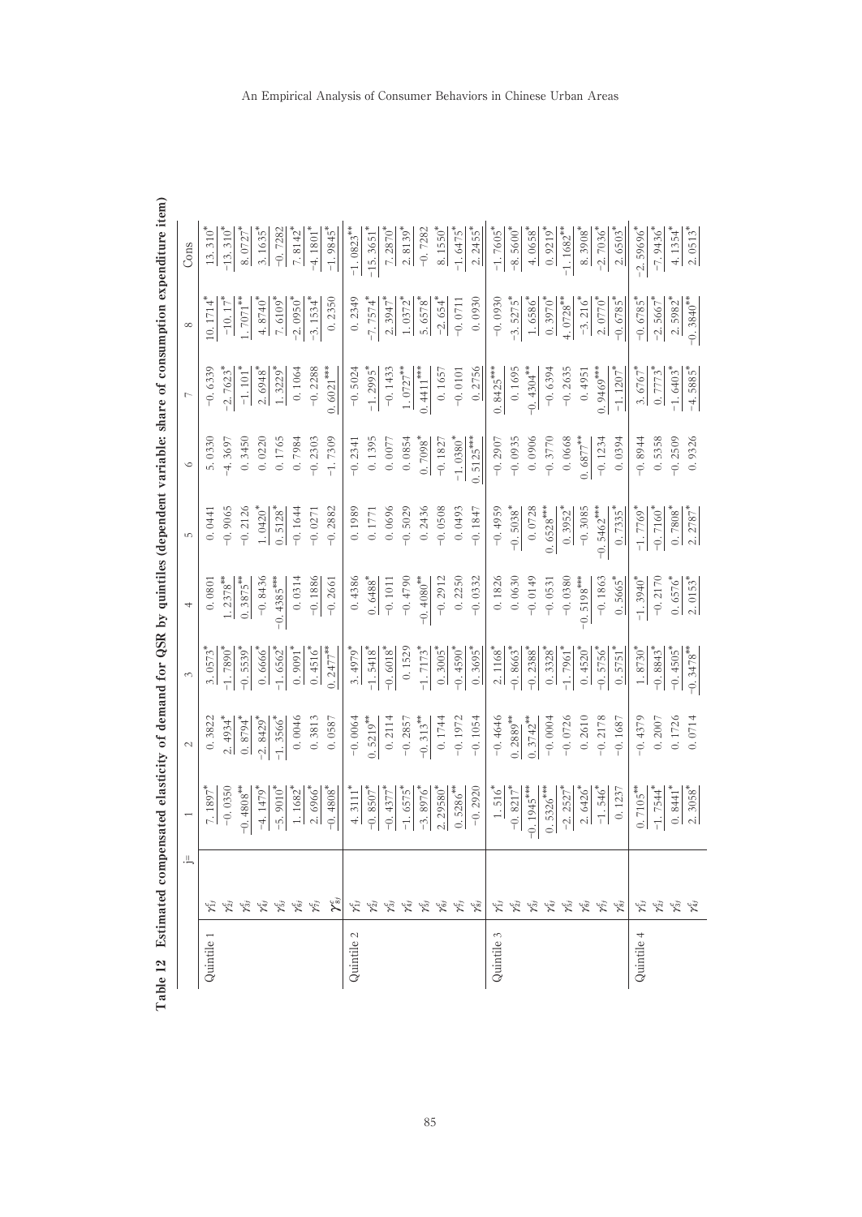**Table 12 Estimated compensated elasticity of demand for QSR by quintiles (dependent variable: share of consumption expenditure item)**

| | j= | 1 | 2 | 3 | 4 | 5 | 6 | 7 | 8 | Cons |
|---|---|---|---|---|---|---|---|---|---|---|
| Quintile 1 | $\gamma^c_{1j}$ | 7.1897* | 0.3822 | 3.0573* | 0.0801 | 0.0441 | 5.0330 | -0.6339 | 10.1714* | 13.310* |
| | $\gamma^c_{2j}$ | -0.0350 | 2.4934* | -1.7890* | 1.2378** | -0.9065 | -4.3697 | -2.7623* | -10.17* | -13.310* |
| | $\gamma^c_{3j}$ | -0.4808** | 0.8794* | -0.5539* | 0.3875** | -0.2126 | 0.3450 | -1.101* | 1.7071** | 8.0727* |
| | $\gamma^c_{4j}$ | -4.1479* | -2.8429* | 0.6666* | -0.8436 | 1.0420* | 0.0220 | 2.6948* | 4.8740* | 3.1635* |
| | $\gamma^c_{5j}$ | -5.9010* | -1.3566* | -1.6562* | -0.4385*** | 0.5128* | 0.1765 | 1.3229* | 7.6109* | -0.7282 |
| | $\gamma^c_{6j}$ | 1.1682* | 0.0046 | 0.9091* | 0.0314 | -0.1644 | 0.7984 | 0.1064 | -2.0950* | 7.8142* |
| | $\gamma^c_{7j}$ | 2.6966* | 0.3813 | 0.4516* | -0.1886 | -0.0271 | -0.2303 | -0.2288 | -3.1534* | -4.1801* |
| | $\gamma^c_{8j}$ | -0.4808* | 0.0587 | 0.2477** | -0.2661 | -0.2882 | -1.7309 | 0.6021*** | 0.2350 | -1.9845* |
| Quintile 2 | $\gamma^c_{1j}$ | 4.3111* | -0.0064 | 3.4979* | 0.4386 | 0.1989 | -0.2341 | -0.5024 | 0.2349 | -1.0823** |
| | $\gamma^c_{2j}$ | -0.8507* | 0.5219** | -1.5418* | 0.6488* | 0.1771 | 0.1395 | -1.2995* | -7.7574* | -15.3651* |
| | $\gamma^c_{3j}$ | -0.4377* | 0.2114 | -0.6018* | -0.1011 | 0.0696 | 0.0077 | -0.1433 | 2.3947* | 7.2870* |
| | $\gamma^c_{4j}$ | -1.6575* | -0.2857 | 0.1529 | -0.4790 | -0.5029 | 0.0854 | 1.0727** | 1.0372* | 2.8139* |
| | $\gamma^c_{5j}$ | -3.8976* | -0.313** | -1.7173* | -0.4080** | 0.2436 | 0.7098* | 0.4411*** | 5.6578* | -0.7282 |
| | $\gamma^c_{6j}$ | 2.29580* | 0.1744 | 0.3005* | -0.2912 | -0.0508 | -0.1827 | 0.1657 | -2.654* | 8.1550* |
| | $\gamma^c_{7j}$ | 0.5286** | -0.1972 | -0.4590* | 0.2250 | 0.0493 | -1.0380* | -0.0101 | -0.0711 | -1.6475* |
| | $\gamma^c_{8j}$ | -0.2920 | -0.1054 | 0.3695* | -0.0332 | -0.1847 | 0.5125*** | 0.2756 | 0.0930 | 2.2455* |
| Quintile 3 | $\gamma^c_{1j}$ | 1.516* | -0.4646 | 2.1168* | 0.1826 | -0.4959 | -0.2907 | 0.8425*** | -0.0930 | -1.7605* |
| | $\gamma^c_{2j}$ | -0.8217* | 0.2889** | -0.8663* | 0.0630 | -0.5038* | -0.0935 | 0.1695 | -3.5275* | -8.5600* |
| | $\gamma^c_{3j}$ | -0.1945*** | 0.3742** | -0.2388* | -0.0149 | 0.0728 | 0.0906 | -0.4304** | 1.6586* | 4.0658* |
| | $\gamma^c_{4j}$ | 0.5326*** | -0.0004 | 0.3328* | -0.0531 | 0.6528*** | -0.3770 | -0.6394 | 0.3970* | 0.9219* |
| | $\gamma^c_{5j}$ | -2.2527* | -0.0726 | -1.7961* | -0.0380 | 0.3952* | 0.0668 | -0.2635 | 4.0728** | -1.1682** |
| | $\gamma^c_{6j}$ | 2.6426* | 0.2610 | 0.4520* | -0.5198*** | -0.3085 | 0.6877*** | 0.4951 | -3.216* | 8.3908* |
| | $\gamma^c_{7j}$ | -1.546* | -0.2178 | -0.5756* | -0.1863 | -0.5462*** | -0.1234 | 0.9469*** | 2.0770* | -2.7036* |
| | $\gamma^c_{8j}$ | 0.1237 | -0.1687 | 0.5751* | 0.5665* | 0.7335* | 0.0394 | -1.1207* | -0.6785* | 2.6503* |
| Quintile 4 | $\gamma^c_{1j}$ | 0.7105** | -0.4379 | 1.8730* | -1.3940* | -1.7769* | -0.8944 | 3.6767* | -0.6785* | -2.59696* |
| | $\gamma^c_{2j}$ | -1.7544* | 0.2007 | -0.8843* | -0.2170 | -0.7160* | 0.5358 | 0.7773* | -2.5667* | -7.9436* |
| | $\gamma^c_{3j}$ | 0.8441* | 0.1726 | -0.4505* | 0.6576* | 0.7808* | -0.2509 | -1.6403* | 2.5982* | 4.1354* |
| | $\gamma^c_{4j}$ | 2.3058* | 0.0714 | -0.3478** | 2.0153* | 2.2787* | 0.9326 | -4.5885* | -0.3840** | 2.0513* |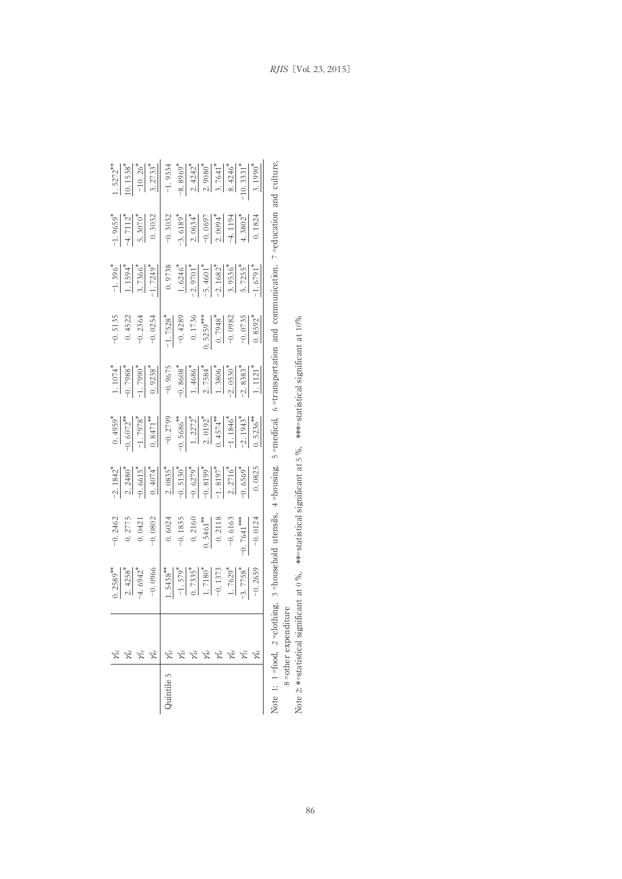| | | | | | | | | | |
|---|---|---|---|---|---|---|---|---|---|
| | $\gamma^c_{5j}$ | 0.2589** | -0.2462 | -2.1842* | 0.4959* | 1.1074* | -0.5135 | -1.396* | -1.9659* | 1.5272** |
| | $\gamma^c_{6j}$ | 2.4258* | 0.2775 | 2.2480* | -0.6072** | -0.7988* | 0.4522 | 1.1594* | -4.7112* | 10.1538* |
| | $\gamma^c_{7j}$ | -4.6942* | 0.0421 | -0.6615* | -1.7978* | -1.7990* | -0.2364 | 3.7366* | 5.3070* | -10.26* |
| | $\gamma^c_{8j}$ | -0.0966 | -0.0802 | 0.4074* | 0.8471** | 0.9238* | -0.0254 | -1.7249* | 0.3032 | 3.2733* |
| Quintile 5 | $\gamma^c_{1j}$ | 1.5438** | 0.6024 | 2.0835* | -0.2799 | -0.9675 | -1.7528* | 0.9738 | -0.3032 | -1.9334 |
| | $\gamma^c_{2j}$ | -1.579* | -0.1835 | -0.5130* | -0.5686** | -0.8608* | -0.4289 | 1.6246* | -3.6189* | -8.8969* |
| | $\gamma^c_{3j}$ | 0.7335* | 0.2160 | -0.6279* | 1.2272* | 1.4686* | 0.1736 | -2.9701* | 2.0634* | 2.4242* |
| | $\gamma^c_{4j}$ | 1.7180* | 0.5461** | -0.8199* | 2.0192* | 2.7584* | 0.5259*** | -5.4601* | -0.0697 | 2.9080* |
| | $\gamma^c_{5j}$ | -0.1373 | 0.2118 | -1.8197* | 0.4574** | 1.3806* | 0.7948* | -2.1682* | 2.0094* | 3.7641* |
| | $\gamma^c_{6j}$ | 1.7629* | -0.6163 | 2.2716* | -1.1846* | -2.0530* | -0.0982 | 3.9536* | -4.1194 | 8.4246* |
| | $\gamma^c_{7j}$ | -3.7758* | -0.7641*** | -0.6569* | -2.1943* | -2.8383* | -0.0735 | 5.7255* | 4.3802* | -10.3331* |
| | $\gamma^c_{8j}$ | -0.2659 | -0.0124 | 0.0825 | 0.5236** | 1.1121* | 0.8592* | -1.6791* | 0.1824 | 3.1990* |

Note 1: 1=food, 2=clothing, 3=household utensils, 4=housing, 5=medical, 6=transportation and communication, 7=education and culture, 8=other expenditure

Note 2: *=statistical significant at 0%, **=statistical significant at 5%, ***=statistical significant at 10%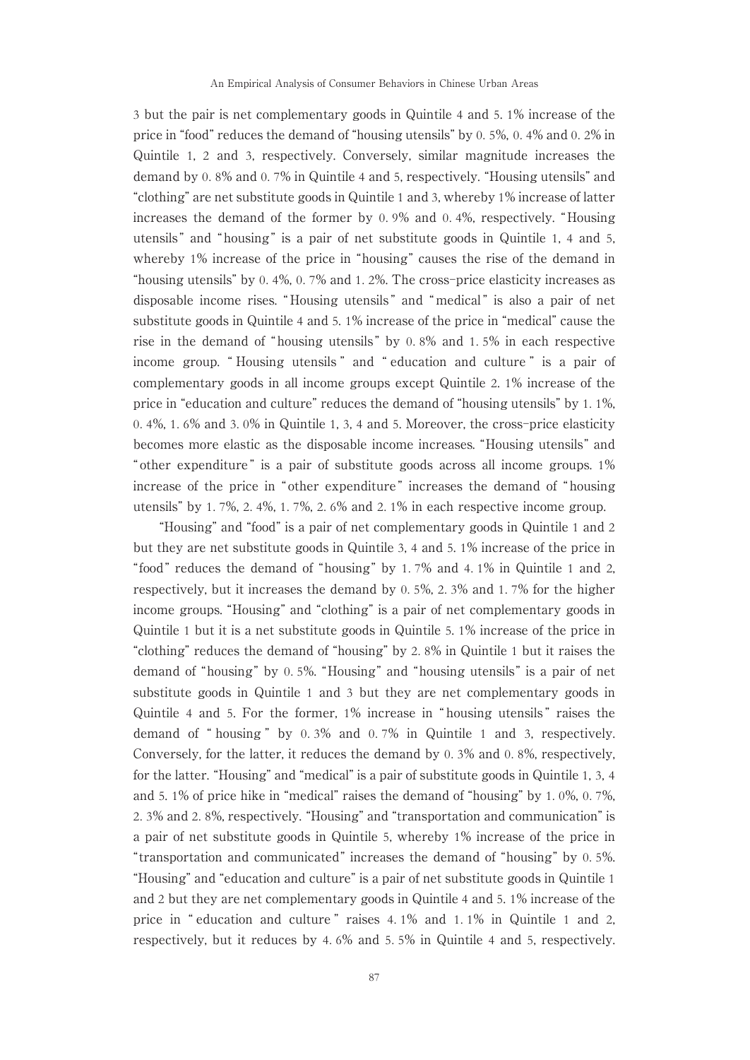3 but the pair is net complementary goods in Quintile 4 and 5. 1% increase of the price in "food" reduces the demand of "housing utensils" by 0. 5%, 0. 4% and 0. 2% in Quintile 1, 2 and 3, respectively. Conversely, similar magnitude increases the demand by 0. 8% and 0. 7% in Quintile 4 and 5, respectively. "Housing utensils" and "clothing" are net substitute goods in Quintile 1 and 3, whereby 1% increase of latter increases the demand of the former by 0. 9% and 0. 4%, respectively. "Housing utensils" and "housing" is a pair of net substitute goods in Quintile 1, 4 and 5, whereby 1% increase of the price in "housing" causes the rise of the demand in "housing utensils" by 0. 4%, 0. 7% and 1. 2%. The cross-price elasticity increases as disposable income rises. "Housing utensils" and "medical" is also a pair of net substitute goods in Quintile 4 and 5. 1% increase of the price in "medical" cause the rise in the demand of "housing utensils" by 0. 8% and 1. 5% in each respective income group. "Housing utensils" and "education and culture" is a pair of complementary goods in all income groups except Quintile 2. 1% increase of the price in "education and culture" reduces the demand of "housing utensils" by 1. 1%, 0. 4%, 1. 6% and 3. 0% in Quintile 1, 3, 4 and 5. Moreover, the cross-price elasticity becomes more elastic as the disposable income increases. "Housing utensils" and "other expenditure" is a pair of substitute goods across all income groups. 1% increase of the price in "other expenditure" increases the demand of "housing utensils" by 1. 7%, 2. 4%, 1. 7%, 2. 6% and 2. 1% in each respective income group.

"Housing" and "food" is a pair of net complementary goods in Quintile 1 and 2 but they are net substitute goods in Quintile 3, 4 and 5. 1% increase of the price in "food" reduces the demand of "housing" by 1. 7% and 4. 1% in Quintile 1 and 2, respectively, but it increases the demand by 0. 5%, 2. 3% and 1. 7% for the higher income groups. "Housing" and "clothing" is a pair of net complementary goods in Quintile 1 but it is a net substitute goods in Quintile 5. 1% increase of the price in "clothing" reduces the demand of "housing" by 2. 8% in Quintile 1 but it raises the demand of "housing" by 0. 5%. "Housing" and "housing utensils" is a pair of net substitute goods in Quintile 1 and 3 but they are net complementary goods in Quintile 4 and 5. For the former, 1% increase in "housing utensils" raises the demand of "housing" by 0. 3% and 0. 7% in Quintile 1 and 3, respectively. Conversely, for the latter, it reduces the demand by 0. 3% and 0. 8%, respectively, for the latter. "Housing" and "medical" is a pair of substitute goods in Quintile 1, 3, 4 and 5. 1% of price hike in "medical" raises the demand of "housing" by 1. 0%, 0. 7%, 2. 3% and 2. 8%, respectively. "Housing" and "transportation and communication" is a pair of net substitute goods in Quintile 5, whereby 1% increase of the price in "transportation and communicated" increases the demand of "housing" by 0. 5%. "Housing" and "education and culture" is a pair of net substitute goods in Quintile 1 and 2 but they are net complementary goods in Quintile 4 and 5. 1% increase of the price in "education and culture" raises 4. 1% and 1. 1% in Quintile 1 and 2, respectively, but it reduces by 4. 6% and 5. 5% in Quintile 4 and 5, respectively.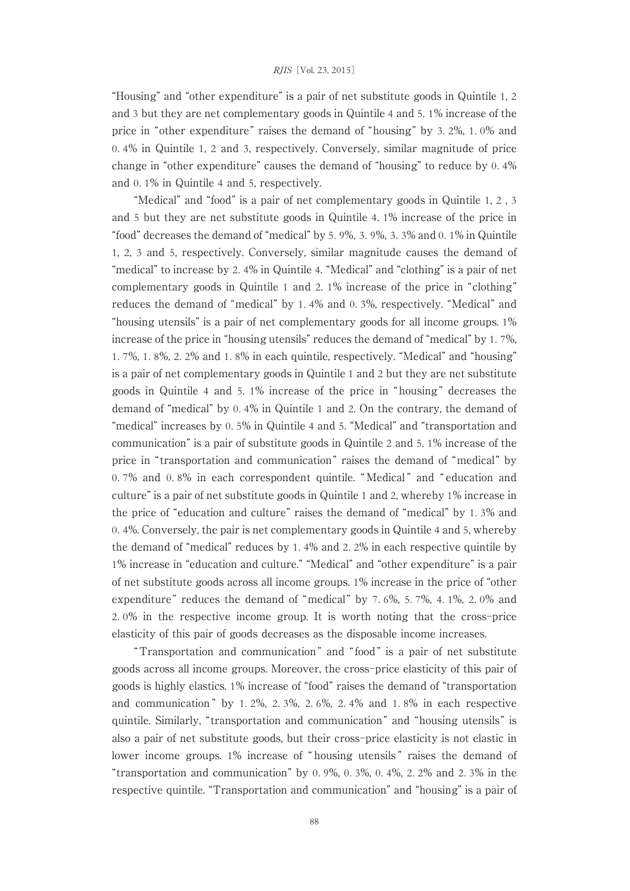"Housing" and "other expenditure" is a pair of net substitute goods in Quintile 1, 2 and 3 but they are net complementary goods in Quintile 4 and 5. 1% increase of the price in "other expenditure" raises the demand of "housing" by 3. 2%, 1. 0% and 0. 4% in Quintile 1, 2 and 3, respectively. Conversely, similar magnitude of price change in "other expenditure" causes the demand of "housing" to reduce by 0. 4% and 0. 1% in Quintile 4 and 5, respectively.

"Medical" and "food" is a pair of net complementary goods in Quintile 1, 2 , 3 and 5 but they are net substitute goods in Quintile 4. 1% increase of the price in "food" decreases the demand of "medical" by 5. 9%, 3. 9%, 3. 3% and 0. 1% in Quintile 1, 2, 3 and 5, respectively. Conversely, similar magnitude causes the demand of "medical" to increase by 2. 4% in Quintile 4. "Medical" and "clothing" is a pair of net complementary goods in Quintile 1 and 2. 1% increase of the price in "clothing" reduces the demand of "medical" by 1. 4% and 0. 3%, respectively. "Medical" and "housing utensils" is a pair of net complementary goods for all income groups. 1% increase of the price in "housing utensils" reduces the demand of "medical" by 1. 7%, 1. 7%, 1. 8%, 2. 2% and 1. 8% in each quintile, respectively. "Medical" and "housing" is a pair of net complementary goods in Quintile 1 and 2 but they are net substitute goods in Quintile 4 and 5. 1% increase of the price in "housing" decreases the demand of "medical" by 0. 4% in Quintile 1 and 2. On the contrary, the demand of "medical" increases by 0. 5% in Quintile 4 and 5. "Medical" and "transportation and communication" is a pair of substitute goods in Quintile 2 and 5. 1% increase of the price in "transportation and communication" raises the demand of "medical" by 0. 7% and 0. 8% in each correspondent quintile. "Medical" and "education and culture" is a pair of net substitute goods in Quintile 1 and 2, whereby 1% increase in the price of "education and culture" raises the demand of "medical" by 1. 3% and 0. 4%. Conversely, the pair is net complementary goods in Quintile 4 and 5, whereby the demand of "medical" reduces by 1. 4% and 2. 2% in each respective quintile by 1% increase in "education and culture." "Medical" and "other expenditure" is a pair of net substitute goods across all income groups. 1% increase in the price of "other expenditure" reduces the demand of "medical" by 7. 6%, 5. 7%, 4. 1%, 2. 0% and 2. 0% in the respective income group. It is worth noting that the cross-price elasticity of this pair of goods decreases as the disposable income increases.

"Transportation and communication" and "food" is a pair of net substitute goods across all income groups. Moreover, the cross-price elasticity of this pair of goods is highly elastics. 1% increase of "food" raises the demand of "transportation and communication" by 1. 2%, 2. 3%, 2. 6%, 2. 4% and 1. 8% in each respective quintile. Similarly, "transportation and communication" and "housing utensils" is also a pair of net substitute goods, but their cross-price elasticity is not elastic in lower income groups. 1% increase of "housing utensils" raises the demand of "transportation and communication" by 0. 9%, 0. 3%, 0. 4%, 2. 2% and 2. 3% in the respective quintile. "Transportation and communication" and "housing" is a pair of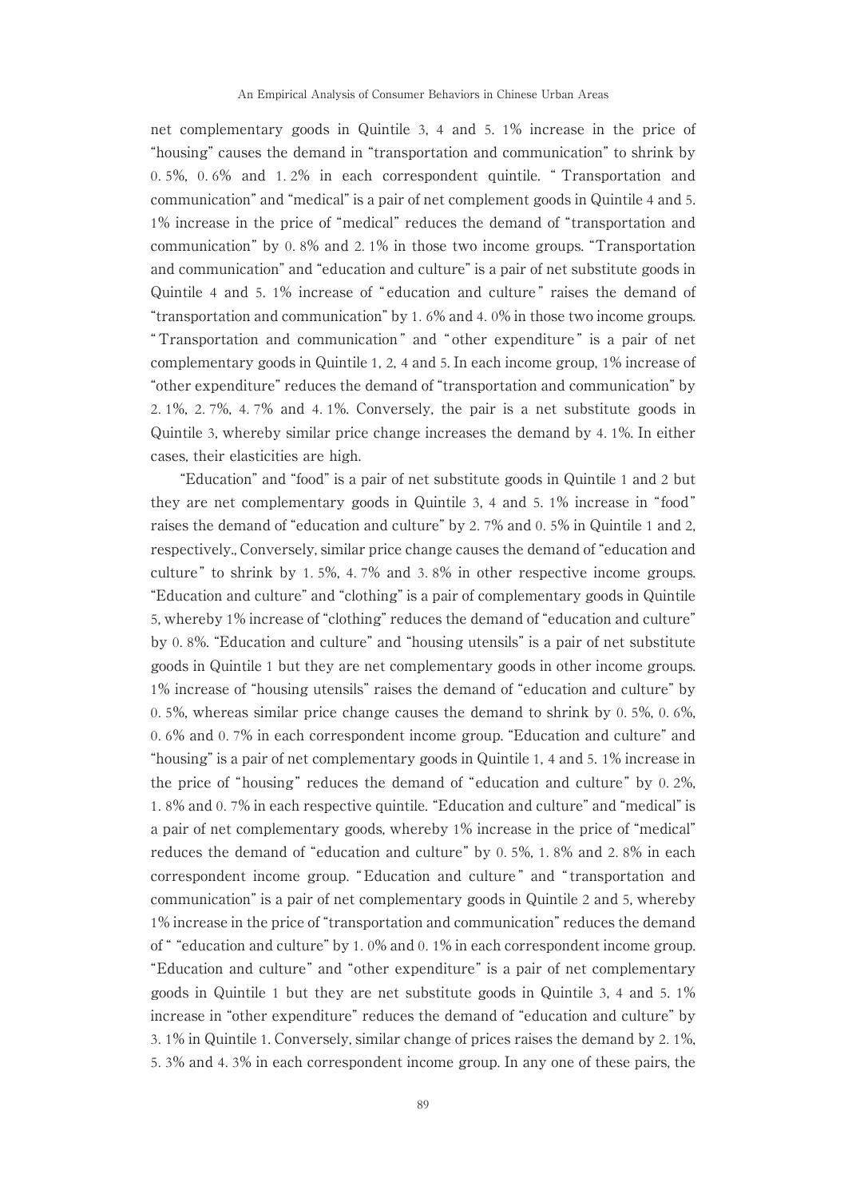net complementary goods in Quintile 3, 4 and 5. 1% increase in the price of "housing" causes the demand in "transportation and communication" to shrink by 0. 5%, 0. 6% and 1. 2% in each correspondent quintile. " Transportation and communication" and "medical" is a pair of net complement goods in Quintile 4 and 5. 1% increase in the price of "medical" reduces the demand of "transportation and communication" by 0. 8% and 2. 1% in those two income groups. "Transportation and communication" and "education and culture" is a pair of net substitute goods in Quintile 4 and 5. 1% increase of "education and culture" raises the demand of "transportation and communication" by 1. 6% and 4. 0% in those two income groups. "Transportation and communication" and "other expenditure" is a pair of net complementary goods in Quintile 1, 2, 4 and 5. In each income group, 1% increase of "other expenditure" reduces the demand of "transportation and communication" by 2. 1%, 2. 7%, 4. 7% and 4. 1%. Conversely, the pair is a net substitute goods in Quintile 3, whereby similar price change increases the demand by 4. 1%. In either cases, their elasticities are high.

"Education" and "food" is a pair of net substitute goods in Quintile 1 and 2 but they are net complementary goods in Quintile 3, 4 and 5. 1% increase in "food" raises the demand of "education and culture" by 2. 7% and 0. 5% in Quintile 1 and 2, respectively., Conversely, similar price change causes the demand of "education and culture" to shrink by 1. 5%, 4. 7% and 3. 8% in other respective income groups. "Education and culture" and "clothing" is a pair of complementary goods in Quintile 5, whereby 1% increase of "clothing" reduces the demand of "education and culture" by 0. 8%. "Education and culture" and "housing utensils" is a pair of net substitute goods in Quintile 1 but they are net complementary goods in other income groups. 1% increase of "housing utensils" raises the demand of "education and culture" by 0. 5%, whereas similar price change causes the demand to shrink by 0. 5%, 0. 6%, 0. 6% and 0. 7% in each correspondent income group. "Education and culture" and "housing" is a pair of net complementary goods in Quintile 1, 4 and 5. 1% increase in the price of "housing" reduces the demand of "education and culture" by 0. 2%, 1. 8% and 0. 7% in each respective quintile. "Education and culture" and "medical" is a pair of net complementary goods, whereby 1% increase in the price of "medical" reduces the demand of "education and culture" by 0. 5%, 1. 8% and 2. 8% in each correspondent income group. "Education and culture" and "transportation and communication" is a pair of net complementary goods in Quintile 2 and 5, whereby 1% increase in the price of "transportation and communication" reduces the demand of " "education and culture" by 1. 0% and 0. 1% in each correspondent income group. "Education and culture" and "other expenditure" is a pair of net complementary goods in Quintile 1 but they are net substitute goods in Quintile 3, 4 and 5. 1% increase in "other expenditure" reduces the demand of "education and culture" by 3. 1% in Quintile 1. Conversely, similar change of prices raises the demand by 2. 1%, 5. 3% and 4. 3% in each correspondent income group. In any one of these pairs, the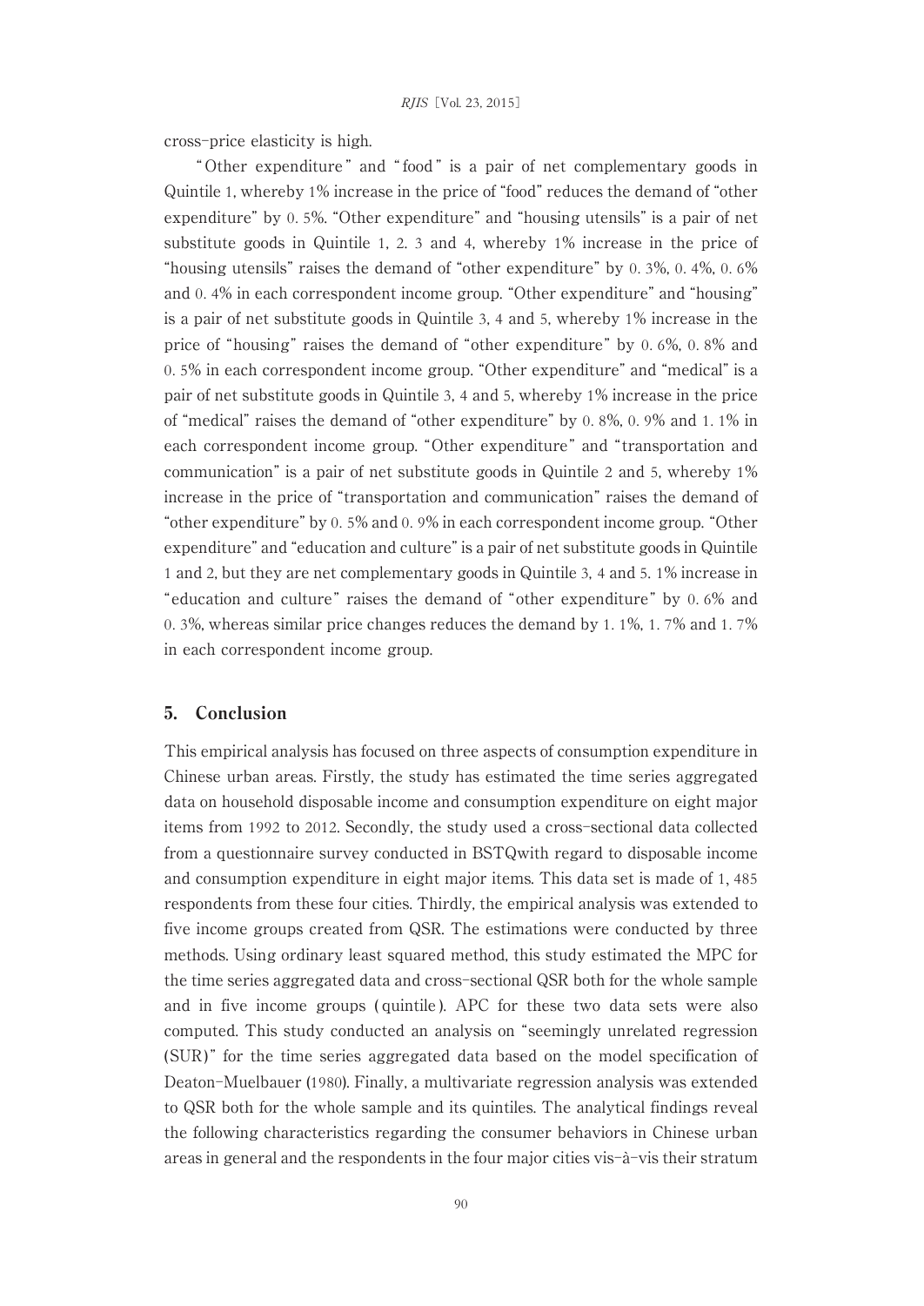cross-price elasticity is high.

"Other expenditure" and "food" is a pair of net complementary goods in Quintile 1, whereby 1% increase in the price of "food" reduces the demand of "other expenditure" by 0. 5%. "Other expenditure" and "housing utensils" is a pair of net substitute goods in Quintile 1, 2. 3 and 4, whereby 1% increase in the price of "housing utensils" raises the demand of "other expenditure" by 0. 3%, 0. 4%, 0. 6% and 0. 4% in each correspondent income group. "Other expenditure" and "housing" is a pair of net substitute goods in Quintile 3, 4 and 5, whereby 1% increase in the price of "housing" raises the demand of "other expenditure" by 0. 6%, 0. 8% and 0. 5% in each correspondent income group. "Other expenditure" and "medical" is a pair of net substitute goods in Quintile 3, 4 and 5, whereby 1% increase in the price of "medical" raises the demand of "other expenditure" by 0. 8%, 0. 9% and 1. 1% in each correspondent income group. "Other expenditure" and "transportation and communication" is a pair of net substitute goods in Quintile 2 and 5, whereby 1% increase in the price of "transportation and communication" raises the demand of "other expenditure" by 0. 5% and 0. 9% in each correspondent income group. "Other expenditure" and "education and culture" is a pair of net substitute goods in Quintile 1 and 2, but they are net complementary goods in Quintile 3, 4 and 5. 1% increase in "education and culture" raises the demand of "other expenditure" by 0. 6% and 0. 3%, whereas similar price changes reduces the demand by 1. 1%, 1. 7% and 1. 7% in each correspondent income group.

## 5. Conclusion

This empirical analysis has focused on three aspects of consumption expenditure in Chinese urban areas. Firstly, the study has estimated the time series aggregated data on household disposable income and consumption expenditure on eight major items from 1992 to 2012. Secondly, the study used a cross-sectional data collected from a questionnaire survey conducted in BSTQwith regard to disposable income and consumption expenditure in eight major items. This data set is made of 1, 485 respondents from these four cities. Thirdly, the empirical analysis was extended to five income groups created from QSR. The estimations were conducted by three methods. Using ordinary least squared method, this study estimated the MPC for the time series aggregated data and cross-sectional QSR both for the whole sample and in five income groups (quintile). APC for these two data sets were also computed. This study conducted an analysis on "seemingly unrelated regression (SUR)" for the time series aggregated data based on the model specification of Deaton-Muelbauer (1980). Finally, a multivariate regression analysis was extended to QSR both for the whole sample and its quintiles. The analytical findings reveal the following characteristics regarding the consumer behaviors in Chinese urban areas in general and the respondents in the four major cities vis-à-vis their stratum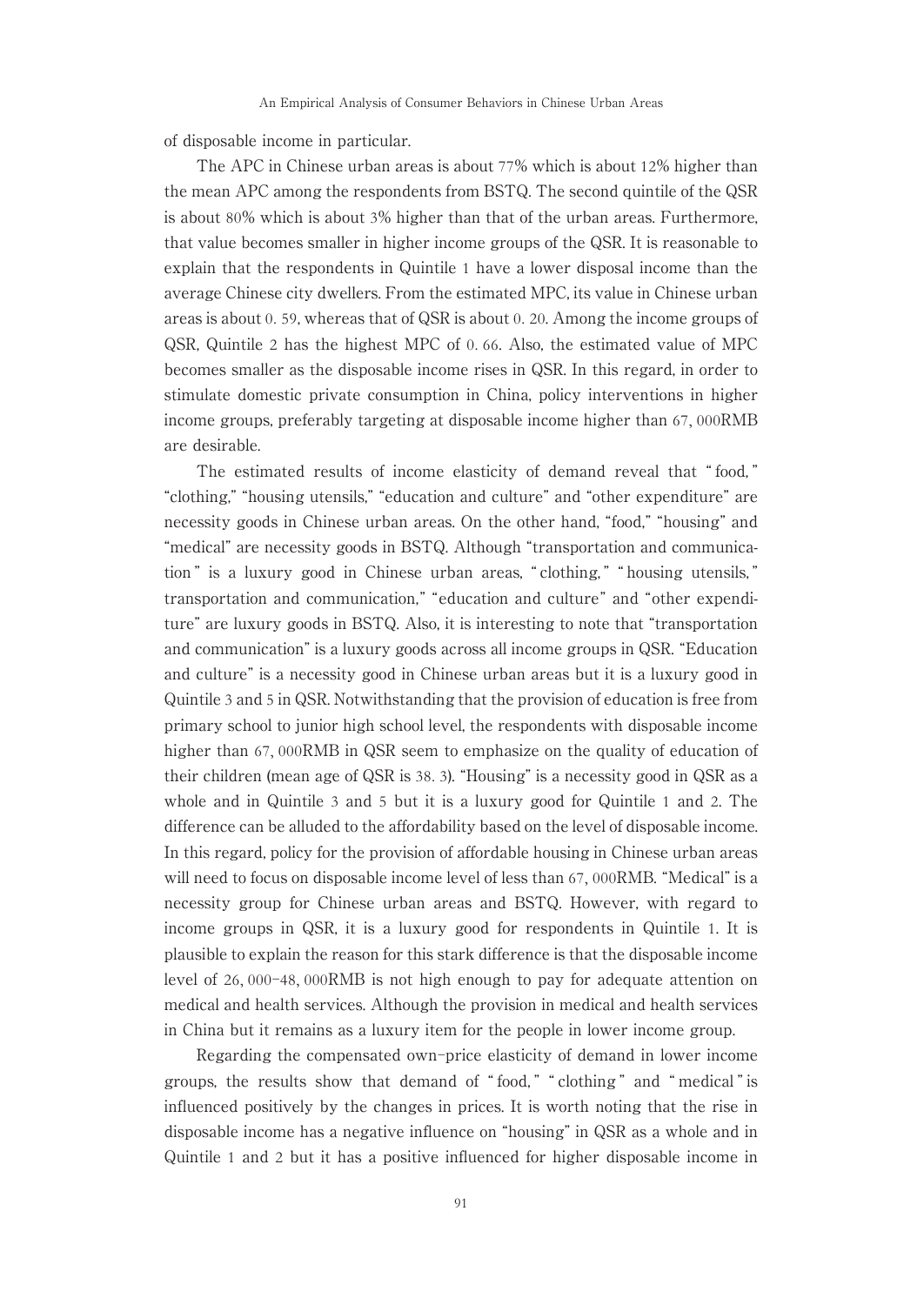of disposable income in particular.

The APC in Chinese urban areas is about 77% which is about 12% higher than the mean APC among the respondents from BSTQ. The second quintile of the QSR is about 80% which is about 3% higher than that of the urban areas. Furthermore, that value becomes smaller in higher income groups of the QSR. It is reasonable to explain that the respondents in Quintile 1 have a lower disposal income than the average Chinese city dwellers. From the estimated MPC, its value in Chinese urban areas is about 0. 59, whereas that of QSR is about 0. 20. Among the income groups of QSR, Quintile 2 has the highest MPC of 0. 66. Also, the estimated value of MPC becomes smaller as the disposable income rises in QSR. In this regard, in order to stimulate domestic private consumption in China, policy interventions in higher income groups, preferably targeting at disposable income higher than 67, 000RMB are desirable.

The estimated results of income elasticity of demand reveal that "food," "clothing," "housing utensils," "education and culture" and "other expenditure" are necessity goods in Chinese urban areas. On the other hand, "food," "housing" and "medical" are necessity goods in BSTQ. Although "transportation and communication" is a luxury good in Chinese urban areas, "clothing," "housing utensils," transportation and communication," "education and culture" and "other expenditure" are luxury goods in BSTQ. Also, it is interesting to note that "transportation and communication" is a luxury goods across all income groups in QSR. "Education and culture" is a necessity good in Chinese urban areas but it is a luxury good in Quintile 3 and 5 in QSR. Notwithstanding that the provision of education is free from primary school to junior high school level, the respondents with disposable income higher than 67, 000RMB in QSR seem to emphasize on the quality of education of their children (mean age of QSR is 38. 3). "Housing" is a necessity good in QSR as a whole and in Quintile 3 and 5 but it is a luxury good for Quintile 1 and 2. The difference can be alluded to the affordability based on the level of disposable income. In this regard, policy for the provision of affordable housing in Chinese urban areas will need to focus on disposable income level of less than 67, 000RMB. "Medical" is a necessity group for Chinese urban areas and BSTQ. However, with regard to income groups in QSR, it is a luxury good for respondents in Quintile 1. It is plausible to explain the reason for this stark difference is that the disposable income level of 26, 000-48, 000RMB is not high enough to pay for adequate attention on medical and health services. Although the provision in medical and health services in China but it remains as a luxury item for the people in lower income group.

Regarding the compensated own-price elasticity of demand in lower income groups, the results show that demand of "food," "clothing" and "medical" is influenced positively by the changes in prices. It is worth noting that the rise in disposable income has a negative influence on "housing" in QSR as a whole and in Quintile 1 and 2 but it has a positive influenced for higher disposable income in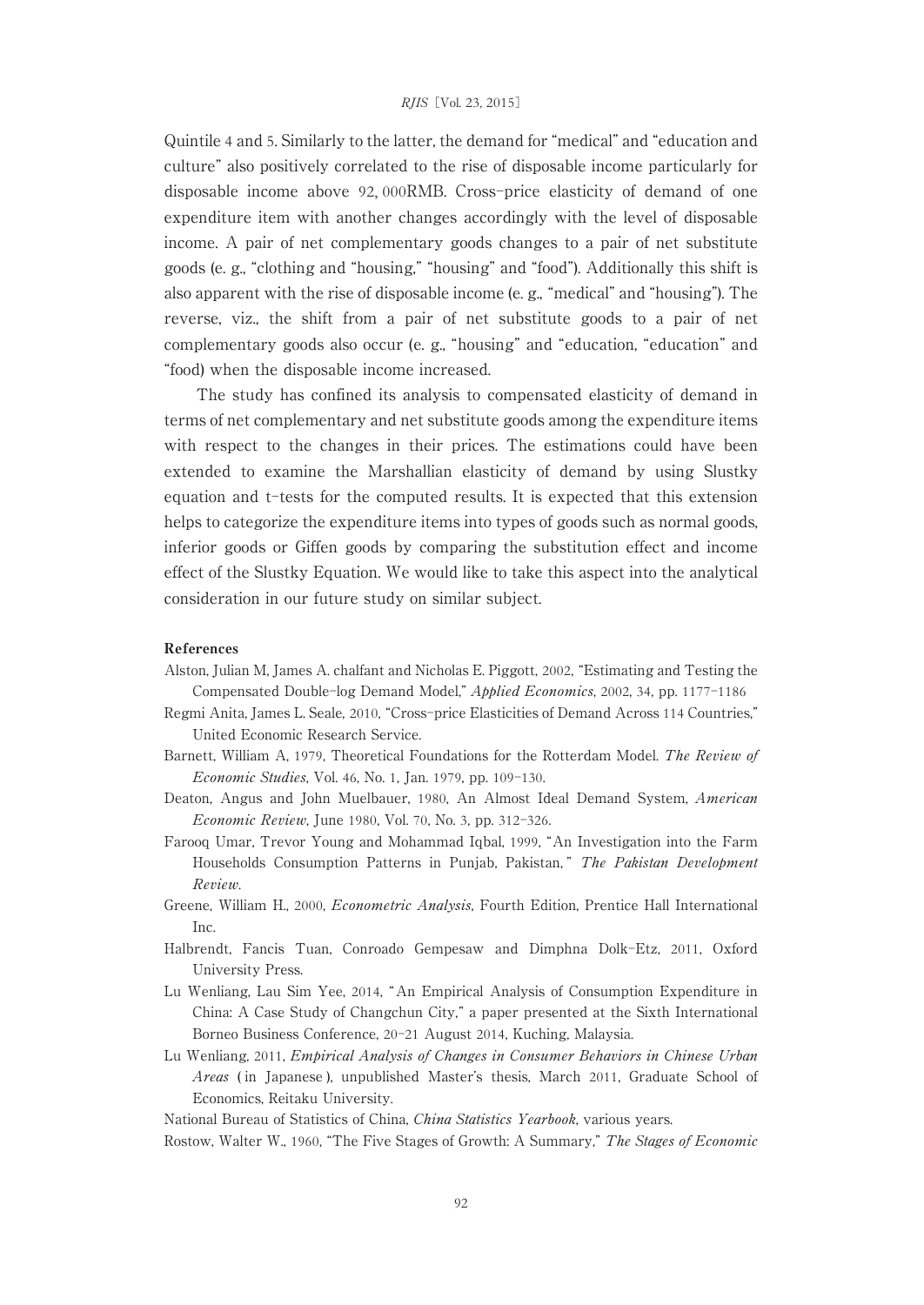Quintile 4 and 5. Similarly to the latter, the demand for "medical" and "education and culture" also positively correlated to the rise of disposable income particularly for disposable income above 92, 000RMB. Cross-price elasticity of demand of one expenditure item with another changes accordingly with the level of disposable income. A pair of net complementary goods changes to a pair of net substitute goods (e. g., "clothing and "housing," "housing" and "food"). Additionally this shift is also apparent with the rise of disposable income (e. g., "medical" and "housing"). The reverse, viz., the shift from a pair of net substitute goods to a pair of net complementary goods also occur (e. g., "housing" and "education, "education" and "food) when the disposable income increased.

The study has confined its analysis to compensated elasticity of demand in terms of net complementary and net substitute goods among the expenditure items with respect to the changes in their prices. The estimations could have been extended to examine the Marshallian elasticity of demand by using Slustky equation and t-tests for the computed results. It is expected that this extension helps to categorize the expenditure items into types of goods such as normal goods, inferior goods or Giffen goods by comparing the substitution effect and income effect of the Slustky Equation. We would like to take this aspect into the analytical consideration in our future study on similar subject.

**References**

Alston, Julian M, James A. chalfant and Nicholas E. Piggott, 2002, "Estimating and Testing the Compensated Double-log Demand Model," *Applied Economics*, 2002, 34, pp. 1177-1186

Regmi Anita, James L. Seale, 2010, "Cross-price Elasticities of Demand Across 114 Countries," United Economic Research Service.

Barnett, William A, 1979, Theoretical Foundations for the Rotterdam Model. *The Review of Economic Studies*, Vol. 46, No. 1, Jan. 1979, pp. 109-130.

Deaton, Angus and John Muelbauer, 1980, An Almost Ideal Demand System, *American Economic Review*, June 1980, Vol. 70, No. 3, pp. 312-326.

Farooq Umar, Trevor Young and Mohammad Iqbal, 1999, "An Investigation into the Farm Households Consumption Patterns in Punjab, Pakistan, " *The Pakistan Development Review*.

Greene, William H., 2000, *Econometric Analysis*, Fourth Edition, Prentice Hall International Inc.

Halbrendt, Fancis Tuan, Conroado Gempesaw and Dimphna Dolk-Etz, 2011, Oxford University Press.

Lu Wenliang, Lau Sim Yee, 2014, "An Empirical Analysis of Consumption Expenditure in China: A Case Study of Changchun City," a paper presented at the Sixth International Borneo Business Conference, 20-21 August 2014, Kuching, Malaysia.

Lu Wenliang, 2011, *Empirical Analysis of Changes in Consumer Behaviors in Chinese Urban Areas* (in Japanese), unpublished Master's thesis, March 2011, Graduate School of Economics, Reitaku University.

National Bureau of Statistics of China, *China Statistics Yearbook*, various years.

Rostow, Walter W., 1960, "The Five Stages of Growth: A Summary," *The Stages of Economic*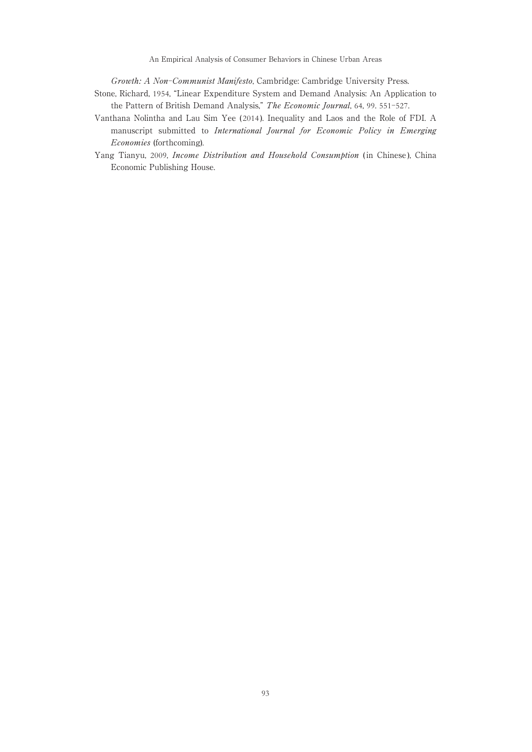*Growth: A Non-Communist Manifesto*, Cambridge: Cambridge University Press.

Stone, Richard, 1954, "Linear Expenditure System and Demand Analysis: An Application to the Pattern of British Demand Analysis," *The Economic Journal*, 64, 99. 551-527.

Vanthana Nolintha and Lau Sim Yee (2014). Inequality and Laos and the Role of FDI. A manuscript submitted to *International Journal for Economic Policy in Emerging Economies* (forthcoming).

Yang Tianyu, 2009, *Income Distribution and Household Consumption* (in Chinese), China Economic Publishing House.